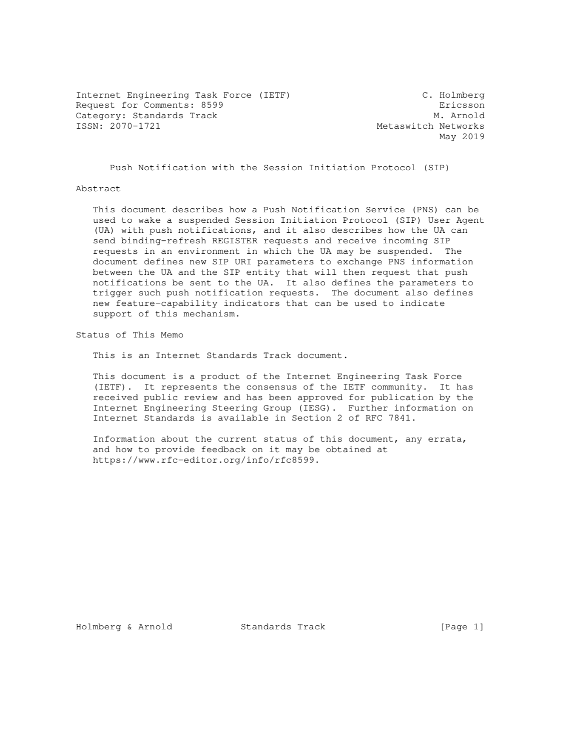Internet Engineering Task Force (IETF) — C. Holmberg, Ericsson
Request for Comments: 8599 — M. Arnold, Metaswitch Networks
Category: Standards Track
ISSN: 2070-1721
May 2019

# Push Notification with the Session Initiation Protocol (SIP)

## Abstract

This document describes how a Push Notification Service (PNS) can be used to wake a suspended Session Initiation Protocol (SIP) User Agent (UA) with push notifications, and it also describes how the UA can send binding-refresh REGISTER requests and receive incoming SIP requests in an environment in which the UA may be suspended. The document defines new SIP URI parameters to exchange PNS information between the UA and the SIP entity that will then request that push notifications be sent to the UA. It also defines the parameters to trigger such push notification requests. The document also defines new feature-capability indicators that can be used to indicate support of this mechanism.

## Status of This Memo

This is an Internet Standards Track document.

This document is a product of the Internet Engineering Task Force (IETF). It represents the consensus of the IETF community. It has received public review and has been approved for publication by the Internet Engineering Steering Group (IESG). Further information on Internet Standards is available in Section 2 of RFC 7841.

Information about the current status of this document, any errata, and how to provide feedback on it may be obtained at https://www.rfc-editor.org/info/rfc8599.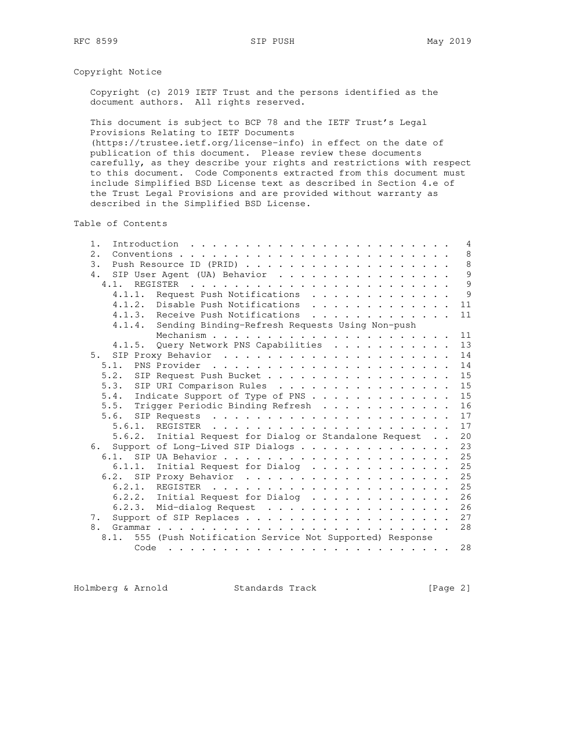## Copyright Notice

Copyright (c) 2019 IETF Trust and the persons identified as the document authors. All rights reserved.

This document is subject to BCP 78 and the IETF Trust's Legal Provisions Relating to IETF Documents (https://trustee.ietf.org/license-info) in effect on the date of publication of this document. Please review these documents carefully, as they describe your rights and restrictions with respect to this document. Code Components extracted from this document must include Simplified BSD License text as described in Section 4.e of the Trust Legal Provisions and are provided without warranty as described in the Simplified BSD License.

## Table of Contents

```
   1.  Introduction  . . . . . . . . . . . . . . . . . . . . . . . .   4
   2.  Conventions . . . . . . . . . . . . . . . . . . . . . . . . .   8
   3.  Push Resource ID (PRID) . . . . . . . . . . . . . . . . . . .   8
   4.  SIP User Agent (UA) Behavior  . . . . . . . . . . . . . . . .   9
     4.1.  REGISTER  . . . . . . . . . . . . . . . . . . . . . . . .   9
       4.1.1.  Request Push Notifications  . . . . . . . . . . . . .   9
       4.1.2.  Disable Push Notifications  . . . . . . . . . . . . .  11
       4.1.3.  Receive Push Notifications  . . . . . . . . . . . . .  11
       4.1.4.  Sending Binding-Refresh Requests Using Non-push
               Mechanism . . . . . . . . . . . . . . . . . . . . . .  11
       4.1.5.  Query Network PNS Capabilities  . . . . . . . . . . .  13
   5.  SIP Proxy Behavior  . . . . . . . . . . . . . . . . . . . . .  14
     5.1.  PNS Provider  . . . . . . . . . . . . . . . . . . . . . .  14
     5.2.  SIP Request Push Bucket . . . . . . . . . . . . . . . . .  15
     5.3.  SIP URI Comparison Rules  . . . . . . . . . . . . . . . .  15
     5.4.  Indicate Support of Type of PNS . . . . . . . . . . . . .  15
     5.5.  Trigger Periodic Binding Refresh  . . . . . . . . . . . .  16
     5.6.  SIP Requests  . . . . . . . . . . . . . . . . . . . . . .  17
       5.6.1.  REGISTER  . . . . . . . . . . . . . . . . . . . . . .  17
       5.6.2.  Initial Request for Dialog or Standalone Request  . .  20
   6.  Support of Long-Lived SIP Dialogs . . . . . . . . . . . . . .  23
     6.1.  SIP UA Behavior . . . . . . . . . . . . . . . . . . . . .  25
       6.1.1.  Initial Request for Dialog  . . . . . . . . . . . . .  25
     6.2.  SIP Proxy Behavior  . . . . . . . . . . . . . . . . . . .  25
       6.2.1.  REGISTER  . . . . . . . . . . . . . . . . . . . . . .  25
       6.2.2.  Initial Request for Dialog  . . . . . . . . . . . . .  26
       6.2.3.  Mid-dialog Request  . . . . . . . . . . . . . . . . .  26
   7.  Support of SIP Replaces . . . . . . . . . . . . . . . . . . .  27
   8.  Grammar . . . . . . . . . . . . . . . . . . . . . . . . . . .  28
     8.1.  555 (Push Notification Service Not Supported) Response
           Code  . . . . . . . . . . . . . . . . . . . . . . . . . .  28
```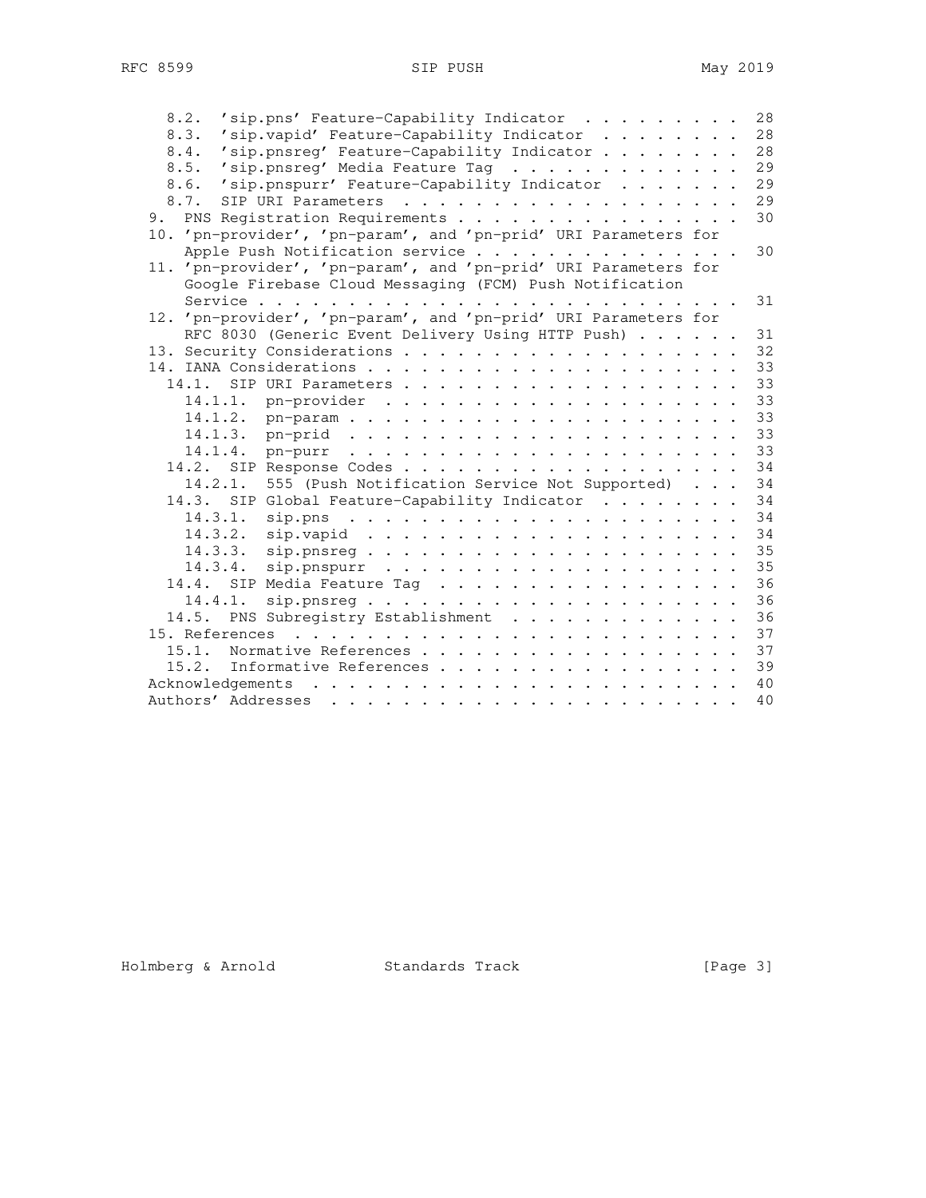```
   8.2.  'sip.pns' Feature-Capability Indicator . . . . . . . . .  28
   8.3.  'sip.vapid' Feature-Capability Indicator . . . . . . . .  28
   8.4.  'sip.pnsreg' Feature-Capability Indicator . . . . . . . .  28
   8.5.  'sip.pnsreg' Media Feature Tag . . . . . . . . . . . . .  29
   8.6.  'sip.pnspurr' Feature-Capability Indicator . . . . . . .  29
   8.7.  SIP URI Parameters . . . . . . . . . . . . . . . . . . .  29
 9.  PNS Registration Requirements . . . . . . . . . . . . . . . .  30
 10. 'pn-provider', 'pn-param', and 'pn-prid' URI Parameters for
     Apple Push Notification service . . . . . . . . . . . . . . .  30
 11. 'pn-provider', 'pn-param', and 'pn-prid' URI Parameters for
     Google Firebase Cloud Messaging (FCM) Push Notification
     Service . . . . . . . . . . . . . . . . . . . . . . . . . . .  31
 12. 'pn-provider', 'pn-param', and 'pn-prid' URI Parameters for
     RFC 8030 (Generic Event Delivery Using HTTP Push) . . . . . .  31
 13. Security Considerations . . . . . . . . . . . . . . . . . . .  32
 14. IANA Considerations . . . . . . . . . . . . . . . . . . . . .  33
   14.1.  SIP URI Parameters . . . . . . . . . . . . . . . . . . .  33
     14.1.1.  pn-provider . . . . . . . . . . . . . . . . . . . . .  33
     14.1.2.  pn-param . . . . . . . . . . . . . . . . . . . . . .  33
     14.1.3.  pn-prid . . . . . . . . . . . . . . . . . . . . . . .  33
     14.1.4.  pn-purr . . . . . . . . . . . . . . . . . . . . . . .  33
   14.2.  SIP Response Codes . . . . . . . . . . . . . . . . . . .  34
     14.2.1.  555 (Push Notification Service Not Supported) . . .  34
   14.3.  SIP Global Feature-Capability Indicator . . . . . . . .  34
     14.3.1.  sip.pns . . . . . . . . . . . . . . . . . . . . . . .  34
     14.3.2.  sip.vapid . . . . . . . . . . . . . . . . . . . . . .  34
     14.3.3.  sip.pnsreg . . . . . . . . . . . . . . . . . . . . .  35
     14.3.4.  sip.pnspurr . . . . . . . . . . . . . . . . . . . . .  35
   14.4.  SIP Media Feature Tag . . . . . . . . . . . . . . . . . .  36
     14.4.1.  sip.pnsreg . . . . . . . . . . . . . . . . . . . . .  36
   14.5.  PNS Subregistry Establishment . . . . . . . . . . . . . .  36
 15. References . . . . . . . . . . . . . . . . . . . . . . . . . .  37
   15.1.  Normative References . . . . . . . . . . . . . . . . . .  37
   15.2.  Informative References . . . . . . . . . . . . . . . . .  39
 Acknowledgements . . . . . . . . . . . . . . . . . . . . . . . . .  40
 Authors' Addresses . . . . . . . . . . . . . . . . . . . . . . . .  40
```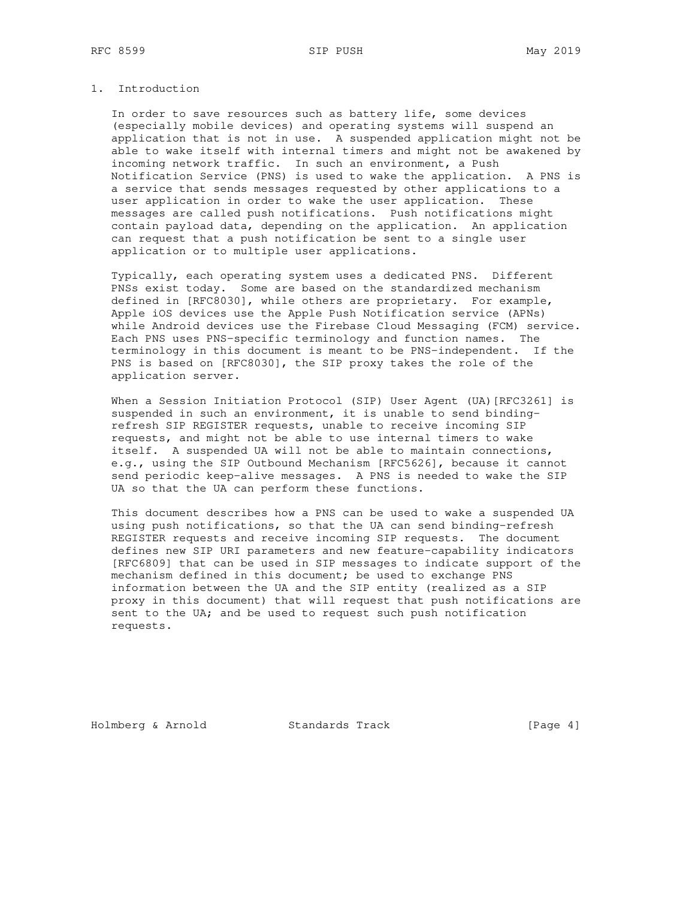# 1. Introduction

In order to save resources such as battery life, some devices (especially mobile devices) and operating systems will suspend an application that is not in use. A suspended application might not be able to wake itself with internal timers and might not be awakened by incoming network traffic. In such an environment, a Push Notification Service (PNS) is used to wake the application. A PNS is a service that sends messages requested by other applications to a user application in order to wake the user application. These messages are called push notifications. Push notifications might contain payload data, depending on the application. An application can request that a push notification be sent to a single user application or to multiple user applications.

Typically, each operating system uses a dedicated PNS. Different PNSs exist today. Some are based on the standardized mechanism defined in [RFC8030], while others are proprietary. For example, Apple iOS devices use the Apple Push Notification service (APNs) while Android devices use the Firebase Cloud Messaging (FCM) service. Each PNS uses PNS-specific terminology and function names. The terminology in this document is meant to be PNS-independent. If the PNS is based on [RFC8030], the SIP proxy takes the role of the application server.

When a Session Initiation Protocol (SIP) User Agent (UA)[RFC3261] is suspended in such an environment, it is unable to send binding-refresh SIP REGISTER requests, unable to receive incoming SIP requests, and might not be able to use internal timers to wake itself. A suspended UA will not be able to maintain connections, e.g., using the SIP Outbound Mechanism [RFC5626], because it cannot send periodic keep-alive messages. A PNS is needed to wake the SIP UA so that the UA can perform these functions.

This document describes how a PNS can be used to wake a suspended UA using push notifications, so that the UA can send binding-refresh REGISTER requests and receive incoming SIP requests. The document defines new SIP URI parameters and new feature-capability indicators [RFC6809] that can be used in SIP messages to indicate support of the mechanism defined in this document; be used to exchange PNS information between the UA and the SIP entity (realized as a SIP proxy in this document) that will request that push notifications are sent to the UA; and be used to request such push notification requests.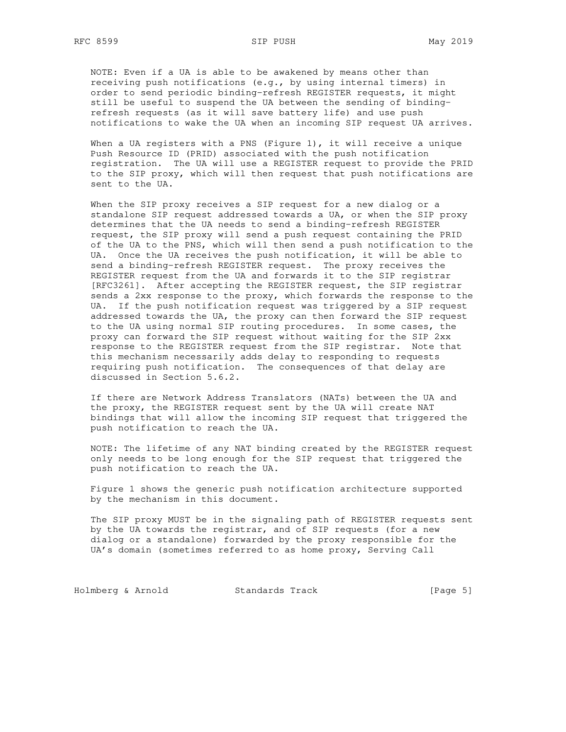NOTE: Even if a UA is able to be awakened by means other than receiving push notifications (e.g., by using internal timers) in order to send periodic binding-refresh REGISTER requests, it might still be useful to suspend the UA between the sending of binding-refresh requests (as it will save battery life) and use push notifications to wake the UA when an incoming SIP request UA arrives.

When a UA registers with a PNS (Figure 1), it will receive a unique Push Resource ID (PRID) associated with the push notification registration. The UA will use a REGISTER request to provide the PRID to the SIP proxy, which will then request that push notifications are sent to the UA.

When the SIP proxy receives a SIP request for a new dialog or a standalone SIP request addressed towards a UA, or when the SIP proxy determines that the UA needs to send a binding-refresh REGISTER request, the SIP proxy will send a push request containing the PRID of the UA to the PNS, which will then send a push notification to the UA. Once the UA receives the push notification, it will be able to send a binding-refresh REGISTER request. The proxy receives the REGISTER request from the UA and forwards it to the SIP registrar [RFC3261]. After accepting the REGISTER request, the SIP registrar sends a 2xx response to the proxy, which forwards the response to the UA. If the push notification request was triggered by a SIP request addressed towards the UA, the proxy can then forward the SIP request to the UA using normal SIP routing procedures. In some cases, the proxy can forward the SIP request without waiting for the SIP 2xx response to the REGISTER request from the SIP registrar. Note that this mechanism necessarily adds delay to responding to requests requiring push notification. The consequences of that delay are discussed in Section 5.6.2.

If there are Network Address Translators (NATs) between the UA and the proxy, the REGISTER request sent by the UA will create NAT bindings that will allow the incoming SIP request that triggered the push notification to reach the UA.

NOTE: The lifetime of any NAT binding created by the REGISTER request only needs to be long enough for the SIP request that triggered the push notification to reach the UA.

Figure 1 shows the generic push notification architecture supported by the mechanism in this document.

The SIP proxy MUST be in the signaling path of REGISTER requests sent by the UA towards the registrar, and of SIP requests (for a new dialog or a standalone) forwarded by the proxy responsible for the UA's domain (sometimes referred to as home proxy, Serving Call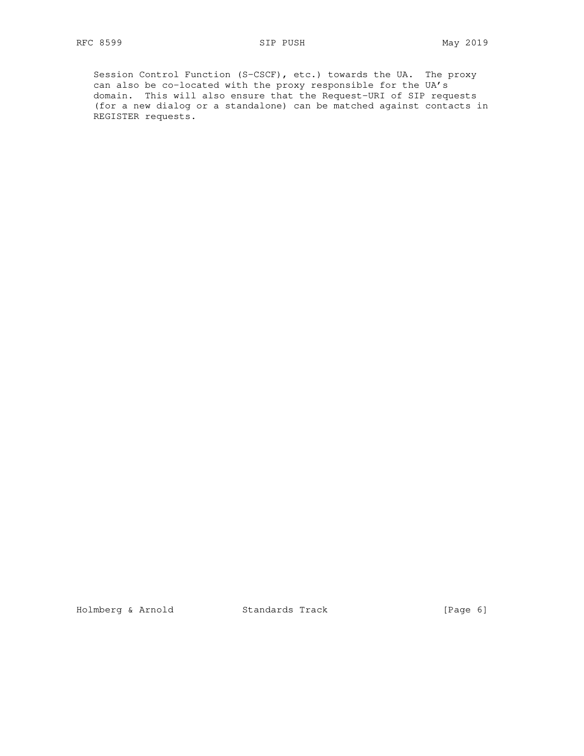Session Control Function (S-CSCF), etc.) towards the UA. The proxy can also be co-located with the proxy responsible for the UA's domain. This will also ensure that the Request-URI of SIP requests (for a new dialog or a standalone) can be matched against contacts in REGISTER requests.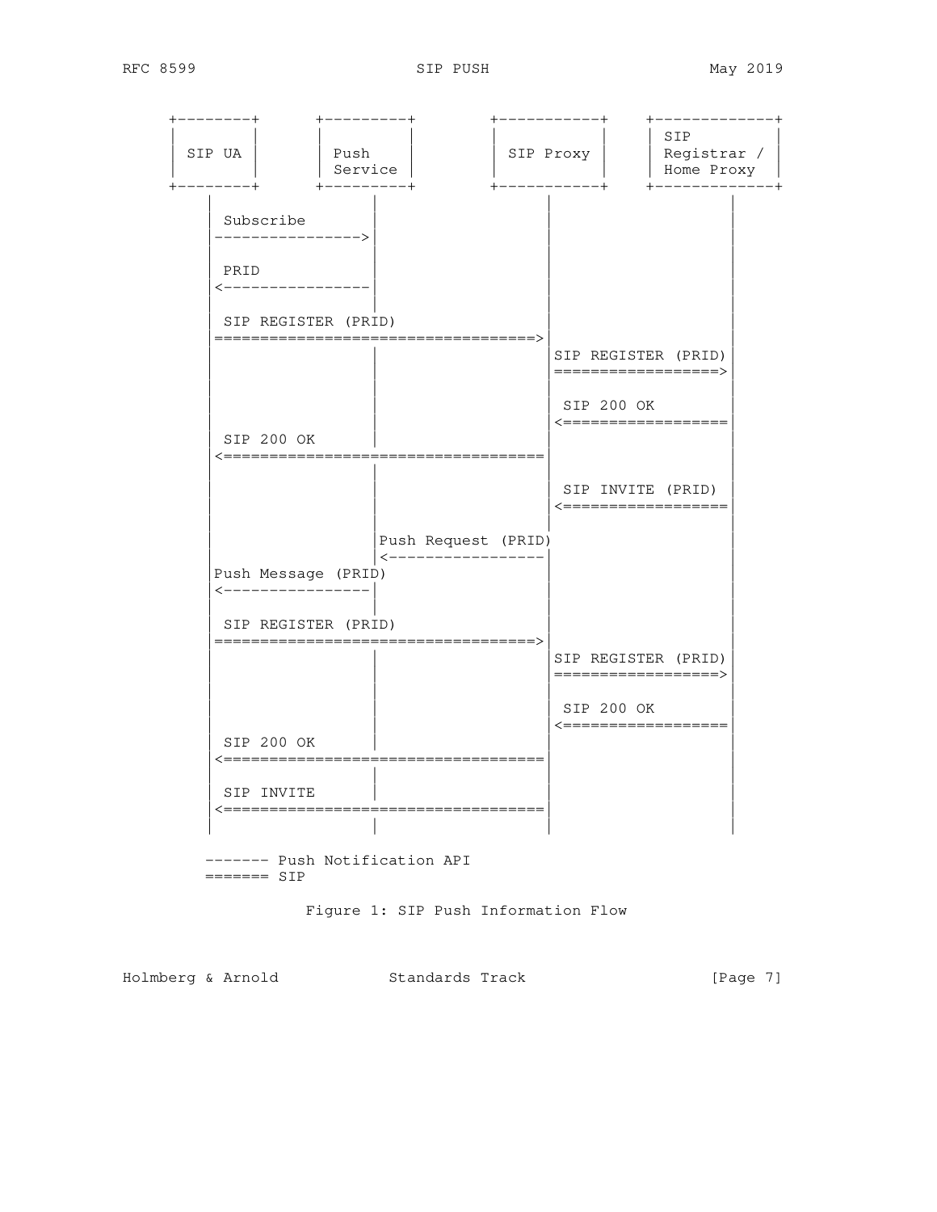```
  +--------+      +---------+        +-----------+     +-------------+
  |        |      |         |        |           |     | SIP         |
  | SIP UA |      | Push    |        | SIP Proxy |     | Registrar / |
  |        |      | Service |        |           |     | Home Proxy  |
  +--------+      +---------+        +-----------+     +-------------+
      |                 |                  |                  |
      | Subscribe       |                  |                  |
      |---------------->|                  |                  |
      |                 |                  |                  |
      | PRID            |                  |                  |
      |<----------------|                  |                  |
      |                 |                  |                  |
      | SIP REGISTER (PRID)                |                  |
      |===================================>|                  |
      |                 |                  |SIP REGISTER (PRID)
      |                 |                  |==================>|
      |                 |                  |                  |
      |                 |                  | SIP 200 OK       |
      |                 |                  |<==================|
      | SIP 200 OK      |                  |                  |
      |<===================================|                  |
      |                 |                  |                  |
      |                 |                  | SIP INVITE (PRID)|
      |                 |                  |<==================|
      |                 |                  |                  |
      |                 |Push Request (PRID)                  |
      |                 |<-----------------|                  |
      |Push Message (PRID)                 |                  |
      |<----------------|                  |                  |
      |                 |                  |                  |
      | SIP REGISTER (PRID)                |                  |
      |===================================>|                  |
      |                 |                  |SIP REGISTER (PRID)
      |                 |                  |==================>|
      |                 |                  |                  |
      |                 |                  | SIP 200 OK       |
      |                 |                  |<==================|
      | SIP 200 OK      |                  |                  |
      |<===================================|                  |
      |                 |                  |                  |
      | SIP INVITE      |                  |                  |
      |<===================================|                  |
      |                 |                  |                  |

      ------- Push Notification API
      ======= SIP
```

Figure 1: SIP Push Information Flow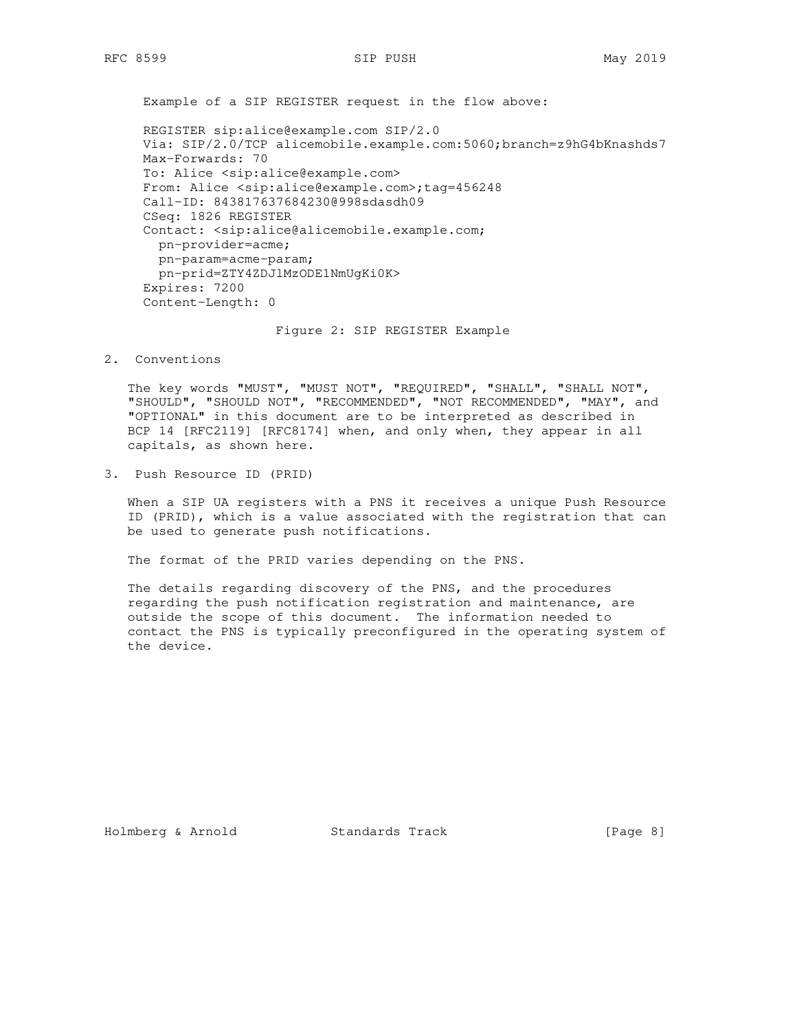Example of a SIP REGISTER request in the flow above:

```
REGISTER sip:alice@example.com SIP/2.0
Via: SIP/2.0/TCP alicemobile.example.com:5060;branch=z9hG4bKnashds7
Max-Forwards: 70
To: Alice <sip:alice@example.com>
From: Alice <sip:alice@example.com>;tag=456248
Call-ID: 843817637684230@998sdasdh09
CSeq: 1826 REGISTER
Contact: <sip:alice@alicemobile.example.com;
  pn-provider=acme;
  pn-param=acme-param;
  pn-prid=ZTY4ZDJlMzODE1NmUgKi0K>
Expires: 7200
Content-Length: 0
```

Figure 2: SIP REGISTER Example

## 2. Conventions

The key words "MUST", "MUST NOT", "REQUIRED", "SHALL", "SHALL NOT", "SHOULD", "SHOULD NOT", "RECOMMENDED", "NOT RECOMMENDED", "MAY", and "OPTIONAL" in this document are to be interpreted as described in BCP 14 [RFC2119] [RFC8174] when, and only when, they appear in all capitals, as shown here.

## 3. Push Resource ID (PRID)

When a SIP UA registers with a PNS it receives a unique Push Resource ID (PRID), which is a value associated with the registration that can be used to generate push notifications.

The format of the PRID varies depending on the PNS.

The details regarding discovery of the PNS, and the procedures regarding the push notification registration and maintenance, are outside the scope of this document. The information needed to contact the PNS is typically preconfigured in the operating system of the device.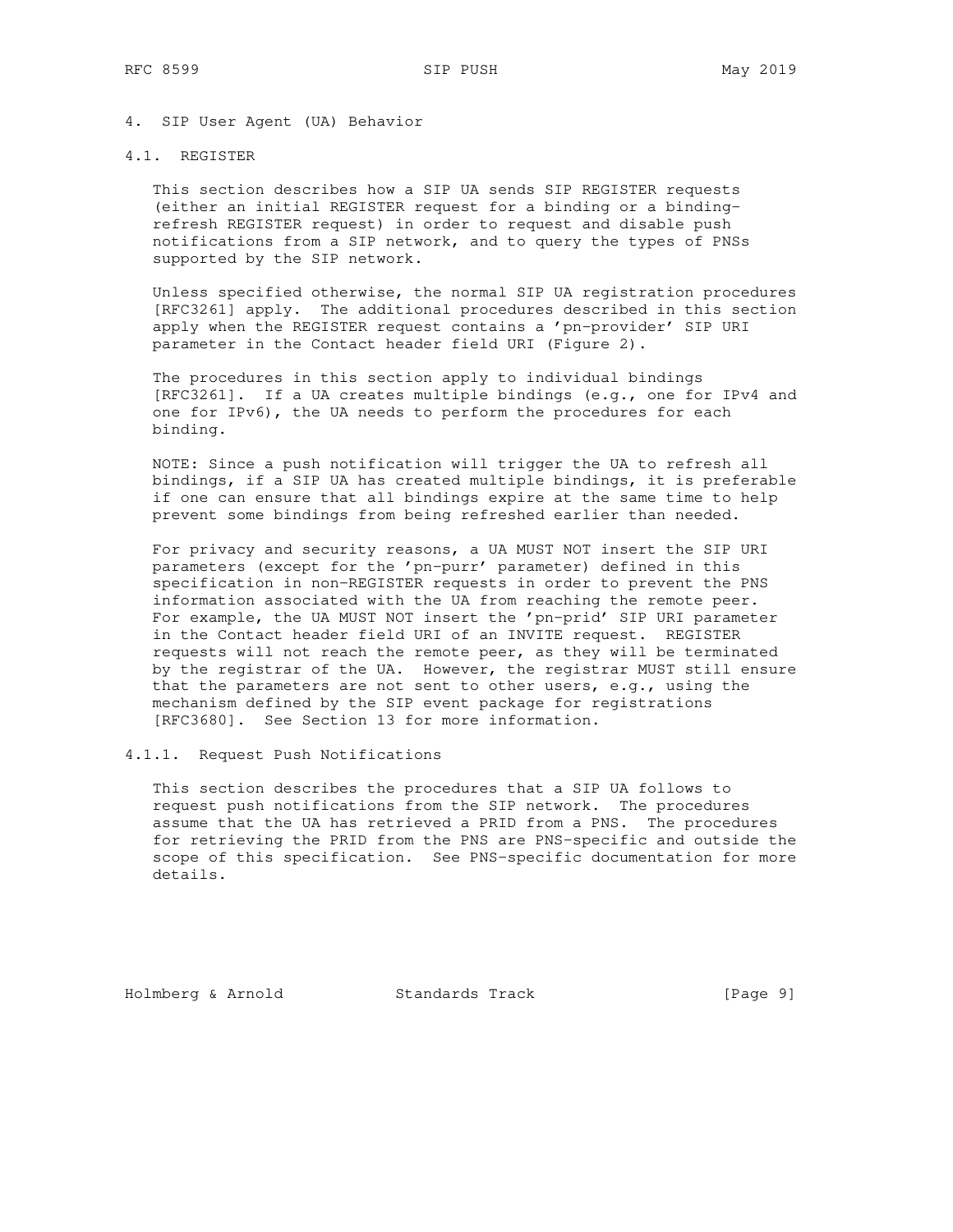## 4. SIP User Agent (UA) Behavior

### 4.1. REGISTER

This section describes how a SIP UA sends SIP REGISTER requests (either an initial REGISTER request for a binding or a binding-refresh REGISTER request) in order to request and disable push notifications from a SIP network, and to query the types of PNSs supported by the SIP network.

Unless specified otherwise, the normal SIP UA registration procedures [RFC3261] apply. The additional procedures described in this section apply when the REGISTER request contains a 'pn-provider' SIP URI parameter in the Contact header field URI (Figure 2).

The procedures in this section apply to individual bindings [RFC3261]. If a UA creates multiple bindings (e.g., one for IPv4 and one for IPv6), the UA needs to perform the procedures for each binding.

NOTE: Since a push notification will trigger the UA to refresh all bindings, if a SIP UA has created multiple bindings, it is preferable if one can ensure that all bindings expire at the same time to help prevent some bindings from being refreshed earlier than needed.

For privacy and security reasons, a UA MUST NOT insert the SIP URI parameters (except for the 'pn-purr' parameter) defined in this specification in non-REGISTER requests in order to prevent the PNS information associated with the UA from reaching the remote peer. For example, the UA MUST NOT insert the 'pn-prid' SIP URI parameter in the Contact header field URI of an INVITE request. REGISTER requests will not reach the remote peer, as they will be terminated by the registrar of the UA. However, the registrar MUST still ensure that the parameters are not sent to other users, e.g., using the mechanism defined by the SIP event package for registrations [RFC3680]. See Section 13 for more information.

#### 4.1.1. Request Push Notifications

This section describes the procedures that a SIP UA follows to request push notifications from the SIP network. The procedures assume that the UA has retrieved a PRID from a PNS. The procedures for retrieving the PRID from the PNS are PNS-specific and outside the scope of this specification. See PNS-specific documentation for more details.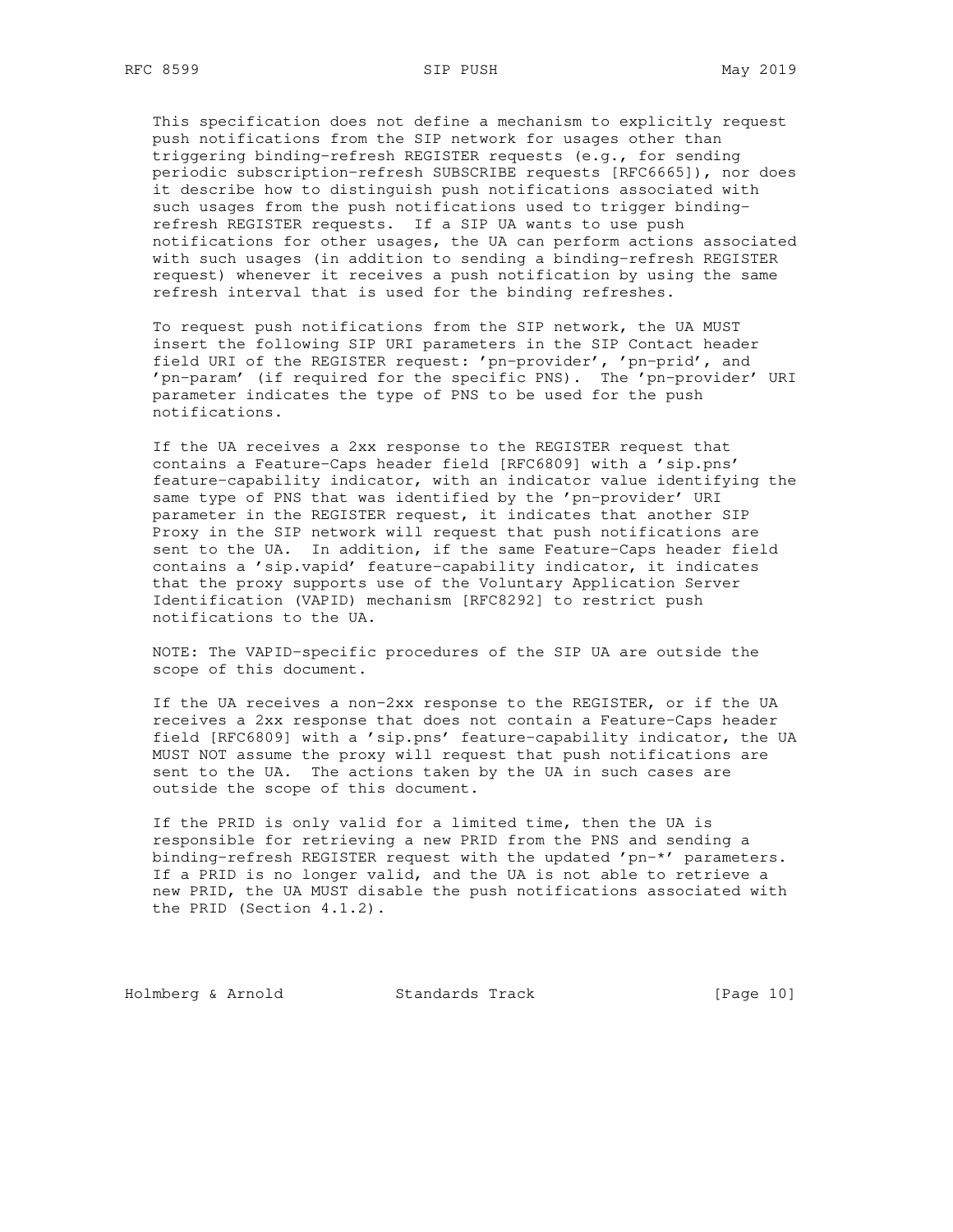This specification does not define a mechanism to explicitly request push notifications from the SIP network for usages other than triggering binding-refresh REGISTER requests (e.g., for sending periodic subscription-refresh SUBSCRIBE requests [RFC6665]), nor does it describe how to distinguish push notifications associated with such usages from the push notifications used to trigger binding-refresh REGISTER requests. If a SIP UA wants to use push notifications for other usages, the UA can perform actions associated with such usages (in addition to sending a binding-refresh REGISTER request) whenever it receives a push notification by using the same refresh interval that is used for the binding refreshes.

To request push notifications from the SIP network, the UA MUST insert the following SIP URI parameters in the SIP Contact header field URI of the REGISTER request: 'pn-provider', 'pn-prid', and 'pn-param' (if required for the specific PNS). The 'pn-provider' URI parameter indicates the type of PNS to be used for the push notifications.

If the UA receives a 2xx response to the REGISTER request that contains a Feature-Caps header field [RFC6809] with a 'sip.pns' feature-capability indicator, with an indicator value identifying the same type of PNS that was identified by the 'pn-provider' URI parameter in the REGISTER request, it indicates that another SIP Proxy in the SIP network will request that push notifications are sent to the UA. In addition, if the same Feature-Caps header field contains a 'sip.vapid' feature-capability indicator, it indicates that the proxy supports use of the Voluntary Application Server Identification (VAPID) mechanism [RFC8292] to restrict push notifications to the UA.

NOTE: The VAPID-specific procedures of the SIP UA are outside the scope of this document.

If the UA receives a non-2xx response to the REGISTER, or if the UA receives a 2xx response that does not contain a Feature-Caps header field [RFC6809] with a 'sip.pns' feature-capability indicator, the UA MUST NOT assume the proxy will request that push notifications are sent to the UA. The actions taken by the UA in such cases are outside the scope of this document.

If the PRID is only valid for a limited time, then the UA is responsible for retrieving a new PRID from the PNS and sending a binding-refresh REGISTER request with the updated 'pn-*' parameters. If a PRID is no longer valid, and the UA is not able to retrieve a new PRID, the UA MUST disable the push notifications associated with the PRID (Section 4.1.2).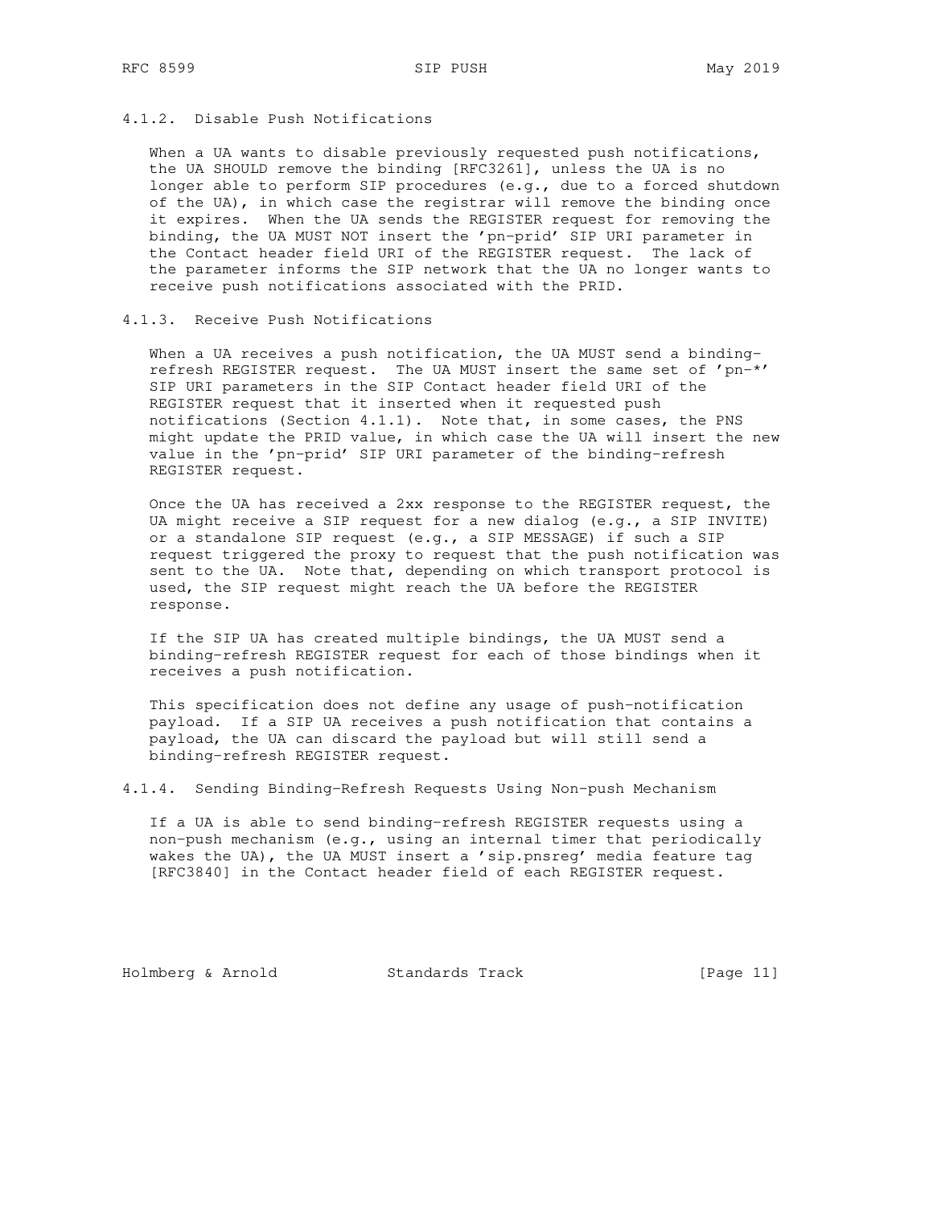#### 4.1.2. Disable Push Notifications

When a UA wants to disable previously requested push notifications, the UA SHOULD remove the binding [RFC3261], unless the UA is no longer able to perform SIP procedures (e.g., due to a forced shutdown of the UA), in which case the registrar will remove the binding once it expires. When the UA sends the REGISTER request for removing the binding, the UA MUST NOT insert the 'pn-prid' SIP URI parameter in the Contact header field URI of the REGISTER request. The lack of the parameter informs the SIP network that the UA no longer wants to receive push notifications associated with the PRID.

#### 4.1.3. Receive Push Notifications

When a UA receives a push notification, the UA MUST send a binding-refresh REGISTER request. The UA MUST insert the same set of 'pn-*' SIP URI parameters in the SIP Contact header field URI of the REGISTER request that it inserted when it requested push notifications (Section 4.1.1). Note that, in some cases, the PNS might update the PRID value, in which case the UA will insert the new value in the 'pn-prid' SIP URI parameter of the binding-refresh REGISTER request.

Once the UA has received a 2xx response to the REGISTER request, the UA might receive a SIP request for a new dialog (e.g., a SIP INVITE) or a standalone SIP request (e.g., a SIP MESSAGE) if such a SIP request triggered the proxy to request that the push notification was sent to the UA. Note that, depending on which transport protocol is used, the SIP request might reach the UA before the REGISTER response.

If the SIP UA has created multiple bindings, the UA MUST send a binding-refresh REGISTER request for each of those bindings when it receives a push notification.

This specification does not define any usage of push-notification payload. If a SIP UA receives a push notification that contains a payload, the UA can discard the payload but will still send a binding-refresh REGISTER request.

#### 4.1.4. Sending Binding-Refresh Requests Using Non-push Mechanism

If a UA is able to send binding-refresh REGISTER requests using a non-push mechanism (e.g., using an internal timer that periodically wakes the UA), the UA MUST insert a 'sip.pnsreg' media feature tag [RFC3840] in the Contact header field of each REGISTER request.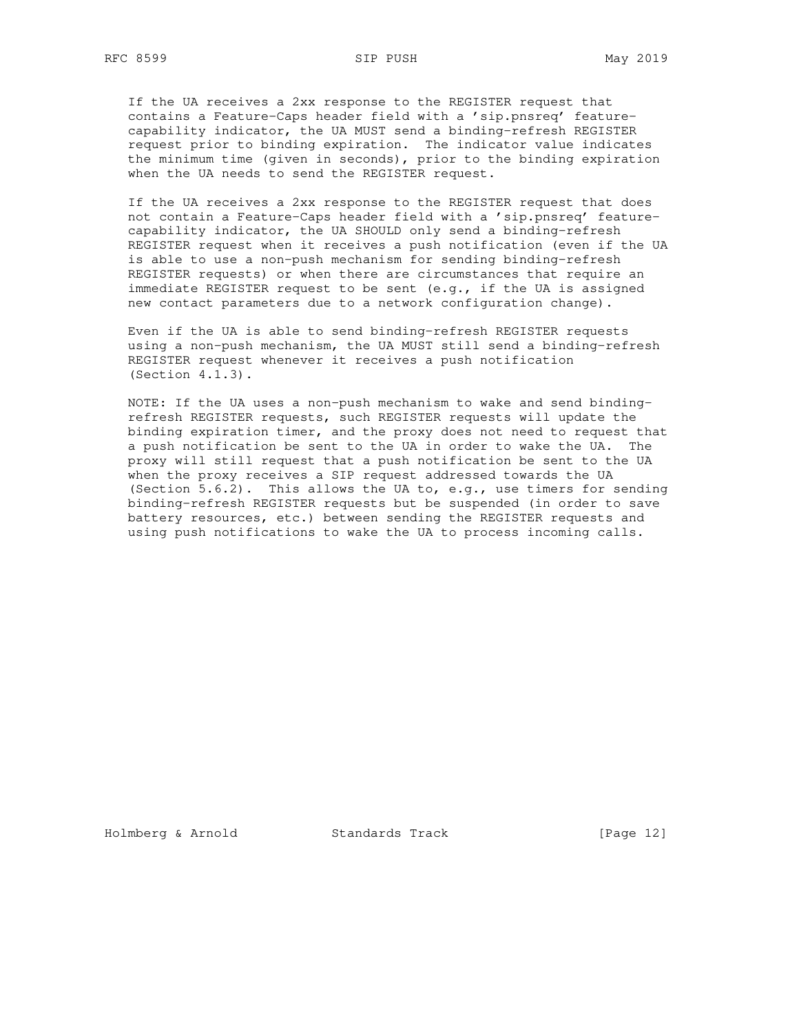If the UA receives a 2xx response to the REGISTER request that contains a Feature-Caps header field with a 'sip.pnsreq' feature-capability indicator, the UA MUST send a binding-refresh REGISTER request prior to binding expiration. The indicator value indicates the minimum time (given in seconds), prior to the binding expiration when the UA needs to send the REGISTER request.

If the UA receives a 2xx response to the REGISTER request that does not contain a Feature-Caps header field with a 'sip.pnsreq' feature-capability indicator, the UA SHOULD only send a binding-refresh REGISTER request when it receives a push notification (even if the UA is able to use a non-push mechanism for sending binding-refresh REGISTER requests) or when there are circumstances that require an immediate REGISTER request to be sent (e.g., if the UA is assigned new contact parameters due to a network configuration change).

Even if the UA is able to send binding-refresh REGISTER requests using a non-push mechanism, the UA MUST still send a binding-refresh REGISTER request whenever it receives a push notification (Section 4.1.3).

NOTE: If the UA uses a non-push mechanism to wake and send binding-refresh REGISTER requests, such REGISTER requests will update the binding expiration timer, and the proxy does not need to request that a push notification be sent to the UA in order to wake the UA. The proxy will still request that a push notification be sent to the UA when the proxy receives a SIP request addressed towards the UA (Section 5.6.2). This allows the UA to, e.g., use timers for sending binding-refresh REGISTER requests but be suspended (in order to save battery resources, etc.) between sending the REGISTER requests and using push notifications to wake the UA to process incoming calls.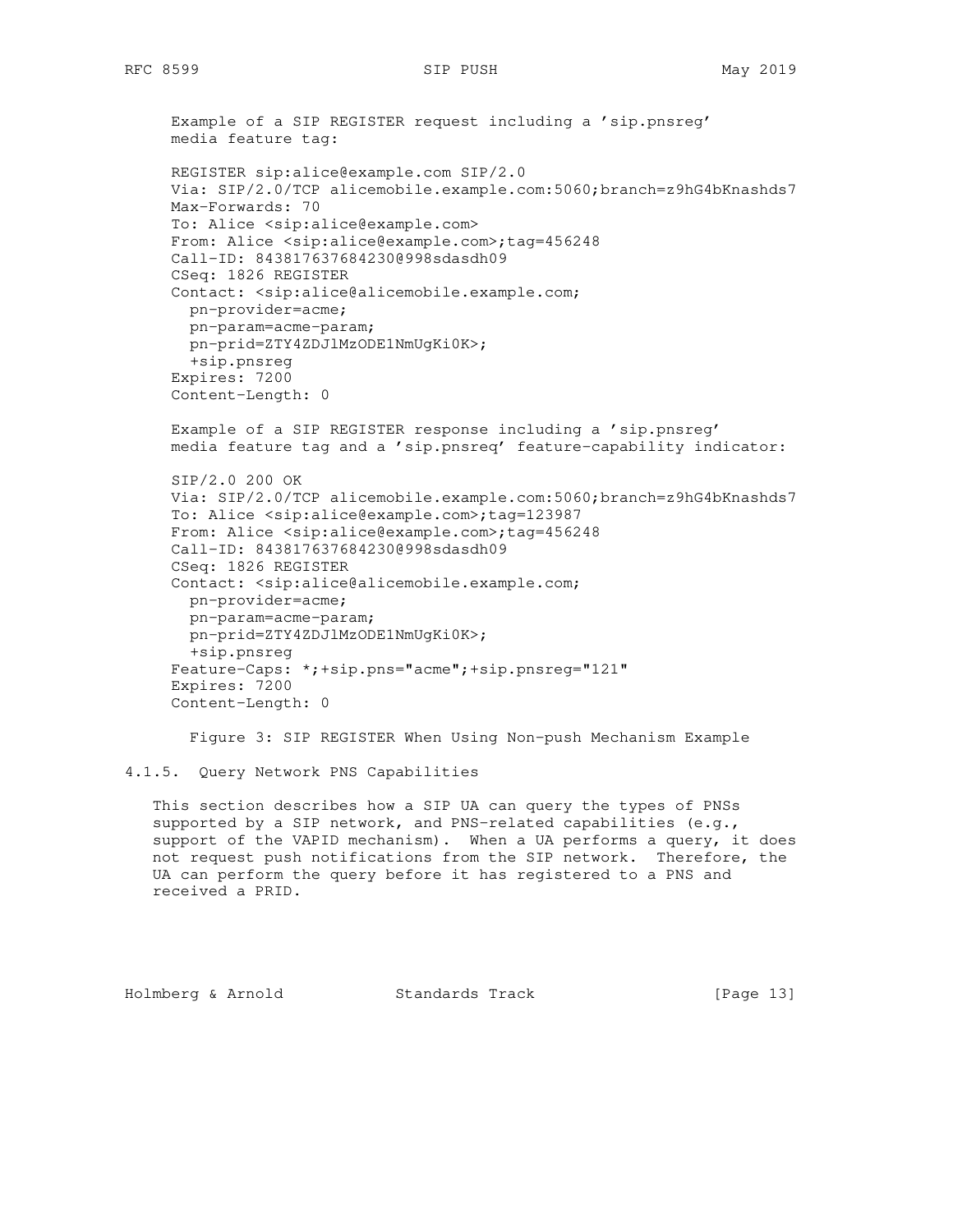Example of a SIP REGISTER request including a 'sip.pnsreg' media feature tag:

```
REGISTER sip:alice@example.com SIP/2.0
Via: SIP/2.0/TCP alicemobile.example.com:5060;branch=z9hG4bKnashds7
Max-Forwards: 70
To: Alice <sip:alice@example.com>
From: Alice <sip:alice@example.com>;tag=456248
Call-ID: 843817637684230@998sdasdh09
CSeq: 1826 REGISTER
Contact: <sip:alice@alicemobile.example.com;
  pn-provider=acme;
  pn-param=acme-param;
  pn-prid=ZTY4ZDJlMzODE1NmUgKi0K>;
  +sip.pnsreg
Expires: 7200
Content-Length: 0
```

Example of a SIP REGISTER response including a 'sip.pnsreg' media feature tag and a 'sip.pnsreq' feature-capability indicator:

```
SIP/2.0 200 OK
Via: SIP/2.0/TCP alicemobile.example.com:5060;branch=z9hG4bKnashds7
To: Alice <sip:alice@example.com>;tag=123987
From: Alice <sip:alice@example.com>;tag=456248
Call-ID: 843817637684230@998sdasdh09
CSeq: 1826 REGISTER
Contact: <sip:alice@alicemobile.example.com;
  pn-provider=acme;
  pn-param=acme-param;
  pn-prid=ZTY4ZDJlMzODE1NmUgKi0K>;
  +sip.pnsreg
Feature-Caps: *;+sip.pns="acme";+sip.pnsreg="121"
Expires: 7200
Content-Length: 0
```

Figure 3: SIP REGISTER When Using Non-push Mechanism Example

#### 4.1.5. Query Network PNS Capabilities

This section describes how a SIP UA can query the types of PNSs supported by a SIP network, and PNS-related capabilities (e.g., support of the VAPID mechanism). When a UA performs a query, it does not request push notifications from the SIP network. Therefore, the UA can perform the query before it has registered to a PNS and received a PRID.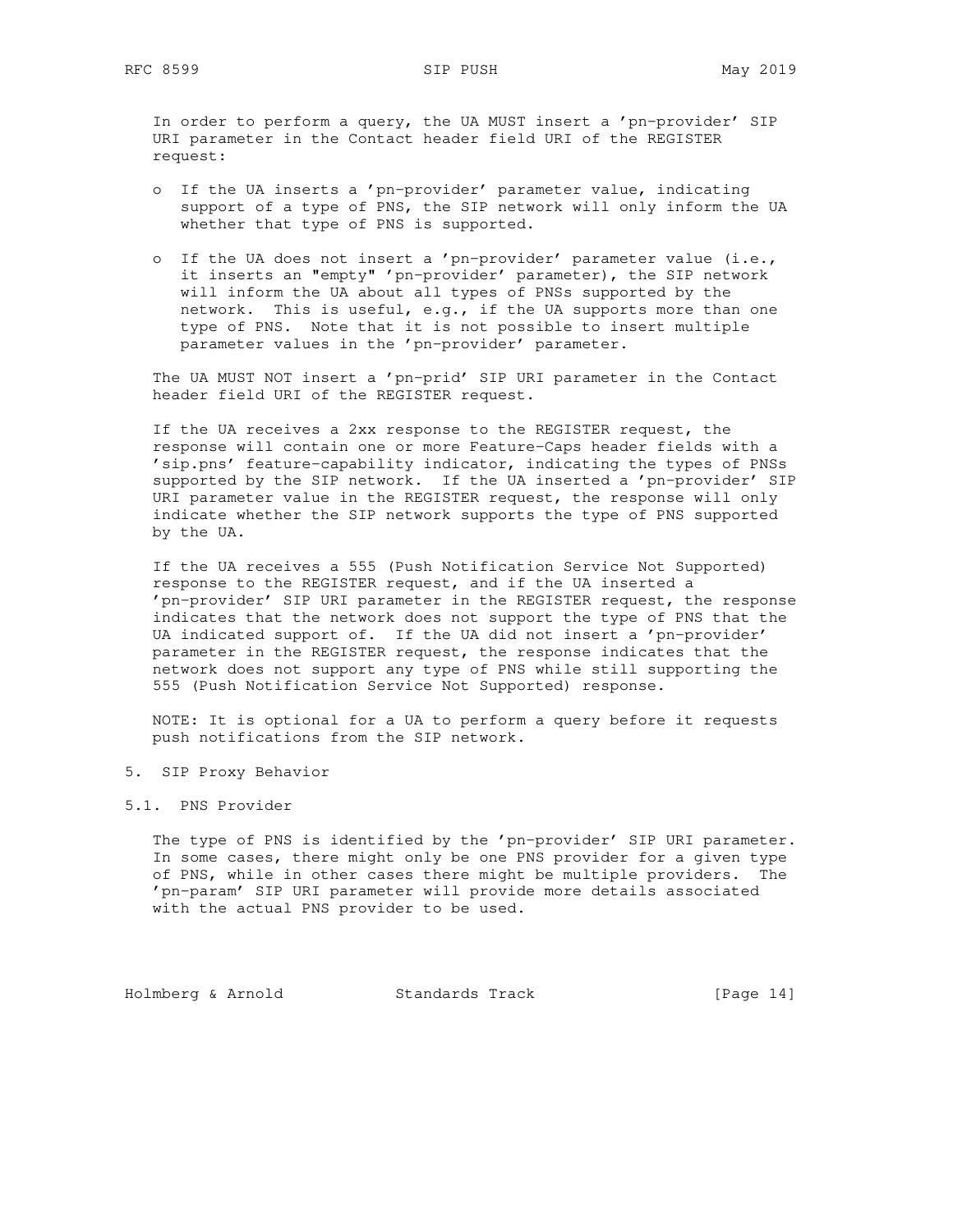In order to perform a query, the UA MUST insert a 'pn-provider' SIP URI parameter in the Contact header field URI of the REGISTER request:

- If the UA inserts a 'pn-provider' parameter value, indicating support of a type of PNS, the SIP network will only inform the UA whether that type of PNS is supported.

- If the UA does not insert a 'pn-provider' parameter value (i.e., it inserts an "empty" 'pn-provider' parameter), the SIP network will inform the UA about all types of PNSs supported by the network. This is useful, e.g., if the UA supports more than one type of PNS. Note that it is not possible to insert multiple parameter values in the 'pn-provider' parameter.

The UA MUST NOT insert a 'pn-prid' SIP URI parameter in the Contact header field URI of the REGISTER request.

If the UA receives a 2xx response to the REGISTER request, the response will contain one or more Feature-Caps header fields with a 'sip.pns' feature-capability indicator, indicating the types of PNSs supported by the SIP network. If the UA inserted a 'pn-provider' SIP URI parameter value in the REGISTER request, the response will only indicate whether the SIP network supports the type of PNS supported by the UA.

If the UA receives a 555 (Push Notification Service Not Supported) response to the REGISTER request, and if the UA inserted a 'pn-provider' SIP URI parameter in the REGISTER request, the response indicates that the network does not support the type of PNS that the UA indicated support of. If the UA did not insert a 'pn-provider' parameter in the REGISTER request, the response indicates that the network does not support any type of PNS while still supporting the 555 (Push Notification Service Not Supported) response.

NOTE: It is optional for a UA to perform a query before it requests push notifications from the SIP network.

## 5. SIP Proxy Behavior

### 5.1. PNS Provider

The type of PNS is identified by the 'pn-provider' SIP URI parameter. In some cases, there might only be one PNS provider for a given type of PNS, while in other cases there might be multiple providers. The 'pn-param' SIP URI parameter will provide more details associated with the actual PNS provider to be used.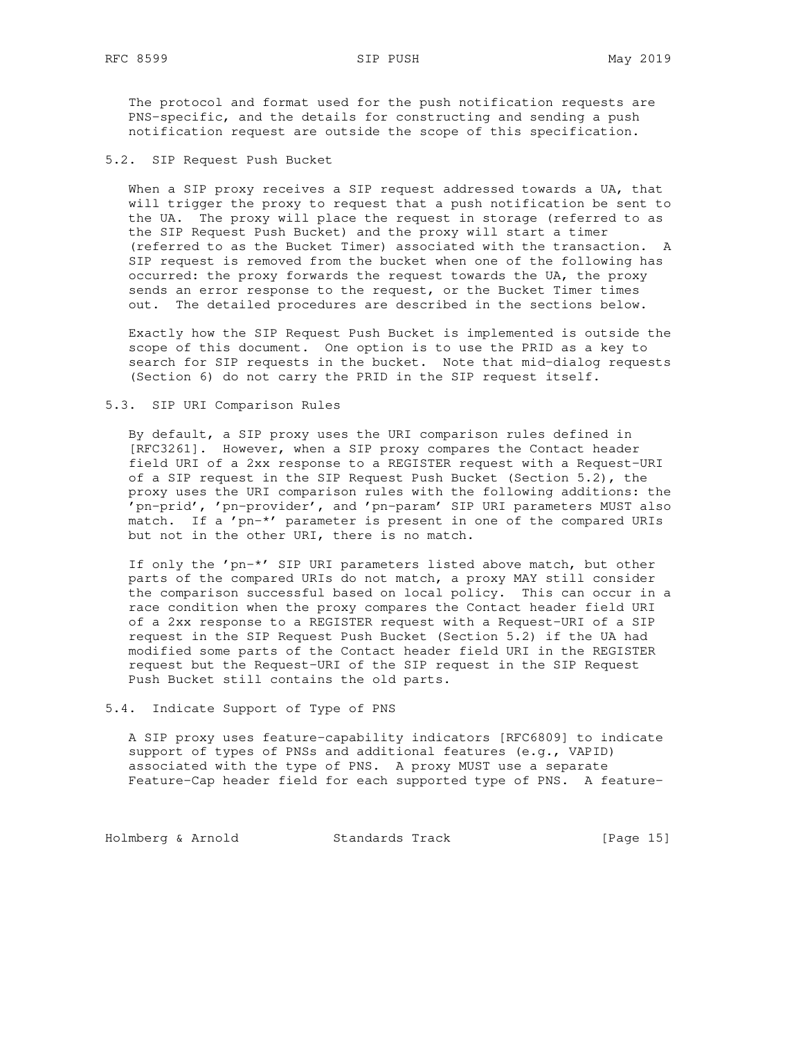The protocol and format used for the push notification requests are PNS-specific, and the details for constructing and sending a push notification request are outside the scope of this specification.

### 5.2. SIP Request Push Bucket

When a SIP proxy receives a SIP request addressed towards a UA, that will trigger the proxy to request that a push notification be sent to the UA. The proxy will place the request in storage (referred to as the SIP Request Push Bucket) and the proxy will start a timer (referred to as the Bucket Timer) associated with the transaction. A SIP request is removed from the bucket when one of the following has occurred: the proxy forwards the request towards the UA, the proxy sends an error response to the request, or the Bucket Timer times out. The detailed procedures are described in the sections below.

Exactly how the SIP Request Push Bucket is implemented is outside the scope of this document. One option is to use the PRID as a key to search for SIP requests in the bucket. Note that mid-dialog requests (Section 6) do not carry the PRID in the SIP request itself.

### 5.3. SIP URI Comparison Rules

By default, a SIP proxy uses the URI comparison rules defined in [RFC3261]. However, when a SIP proxy compares the Contact header field URI of a 2xx response to a REGISTER request with a Request-URI of a SIP request in the SIP Request Push Bucket (Section 5.2), the proxy uses the URI comparison rules with the following additions: the 'pn-prid', 'pn-provider', and 'pn-param' SIP URI parameters MUST also match. If a 'pn-*' parameter is present in one of the compared URIs but not in the other URI, there is no match.

If only the 'pn-*' SIP URI parameters listed above match, but other parts of the compared URIs do not match, a proxy MAY still consider the comparison successful based on local policy. This can occur in a race condition when the proxy compares the Contact header field URI of a 2xx response to a REGISTER request with a Request-URI of a SIP request in the SIP Request Push Bucket (Section 5.2) if the UA had modified some parts of the Contact header field URI in the REGISTER request but the Request-URI of the SIP request in the SIP Request Push Bucket still contains the old parts.

### 5.4. Indicate Support of Type of PNS

A SIP proxy uses feature-capability indicators [RFC6809] to indicate support of types of PNSs and additional features (e.g., VAPID) associated with the type of PNS. A proxy MUST use a separate Feature-Cap header field for each supported type of PNS. A feature-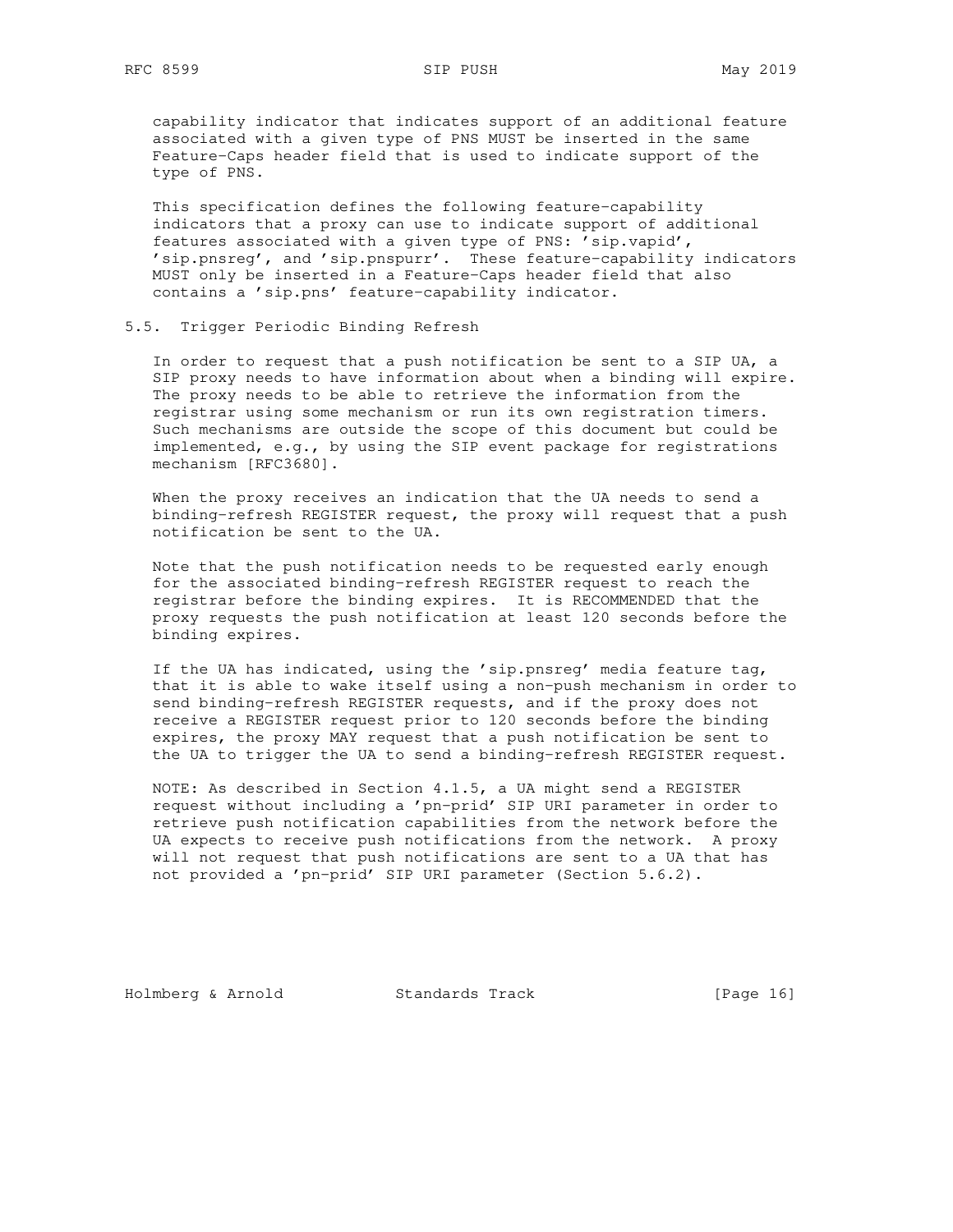capability indicator that indicates support of an additional feature associated with a given type of PNS MUST be inserted in the same Feature-Caps header field that is used to indicate support of the type of PNS.

This specification defines the following feature-capability indicators that a proxy can use to indicate support of additional features associated with a given type of PNS: 'sip.vapid', 'sip.pnsreg', and 'sip.pnspurr'. These feature-capability indicators MUST only be inserted in a Feature-Caps header field that also contains a 'sip.pns' feature-capability indicator.

## 5.5. Trigger Periodic Binding Refresh

In order to request that a push notification be sent to a SIP UA, a SIP proxy needs to have information about when a binding will expire. The proxy needs to be able to retrieve the information from the registrar using some mechanism or run its own registration timers. Such mechanisms are outside the scope of this document but could be implemented, e.g., by using the SIP event package for registrations mechanism [RFC3680].

When the proxy receives an indication that the UA needs to send a binding-refresh REGISTER request, the proxy will request that a push notification be sent to the UA.

Note that the push notification needs to be requested early enough for the associated binding-refresh REGISTER request to reach the registrar before the binding expires. It is RECOMMENDED that the proxy requests the push notification at least 120 seconds before the binding expires.

If the UA has indicated, using the 'sip.pnsreg' media feature tag, that it is able to wake itself using a non-push mechanism in order to send binding-refresh REGISTER requests, and if the proxy does not receive a REGISTER request prior to 120 seconds before the binding expires, the proxy MAY request that a push notification be sent to the UA to trigger the UA to send a binding-refresh REGISTER request.

NOTE: As described in Section 4.1.5, a UA might send a REGISTER request without including a 'pn-prid' SIP URI parameter in order to retrieve push notification capabilities from the network before the UA expects to receive push notifications from the network. A proxy will not request that push notifications are sent to a UA that has not provided a 'pn-prid' SIP URI parameter (Section 5.6.2).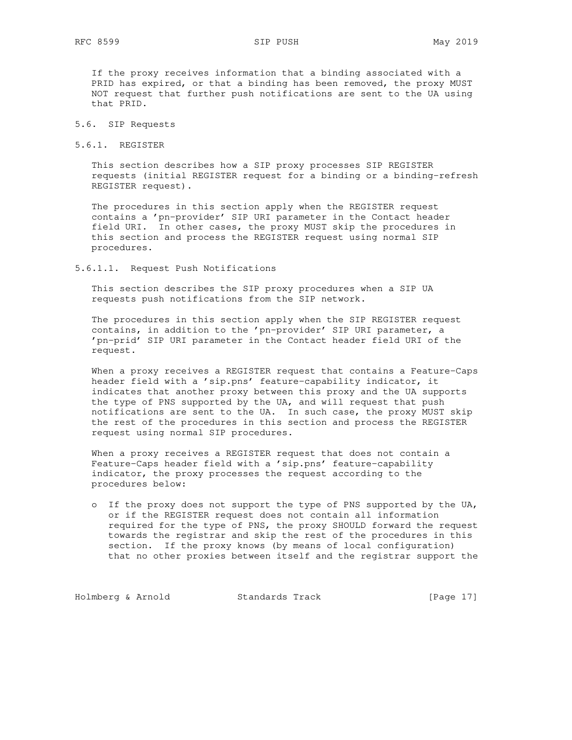If the proxy receives information that a binding associated with a PRID has expired, or that a binding has been removed, the proxy MUST NOT request that further push notifications are sent to the UA using that PRID.

### 5.6. SIP Requests

#### 5.6.1. REGISTER

This section describes how a SIP proxy processes SIP REGISTER requests (initial REGISTER request for a binding or a binding-refresh REGISTER request).

The procedures in this section apply when the REGISTER request contains a 'pn-provider' SIP URI parameter in the Contact header field URI. In other cases, the proxy MUST skip the procedures in this section and process the REGISTER request using normal SIP procedures.

##### 5.6.1.1. Request Push Notifications

This section describes the SIP proxy procedures when a SIP UA requests push notifications from the SIP network.

The procedures in this section apply when the SIP REGISTER request contains, in addition to the 'pn-provider' SIP URI parameter, a 'pn-prid' SIP URI parameter in the Contact header field URI of the request.

When a proxy receives a REGISTER request that contains a Feature-Caps header field with a 'sip.pns' feature-capability indicator, it indicates that another proxy between this proxy and the UA supports the type of PNS supported by the UA, and will request that push notifications are sent to the UA. In such case, the proxy MUST skip the rest of the procedures in this section and process the REGISTER request using normal SIP procedures.

When a proxy receives a REGISTER request that does not contain a Feature-Caps header field with a 'sip.pns' feature-capability indicator, the proxy processes the request according to the procedures below:

- If the proxy does not support the type of PNS supported by the UA, or if the REGISTER request does not contain all information required for the type of PNS, the proxy SHOULD forward the request towards the registrar and skip the rest of the procedures in this section. If the proxy knows (by means of local configuration) that no other proxies between itself and the registrar support the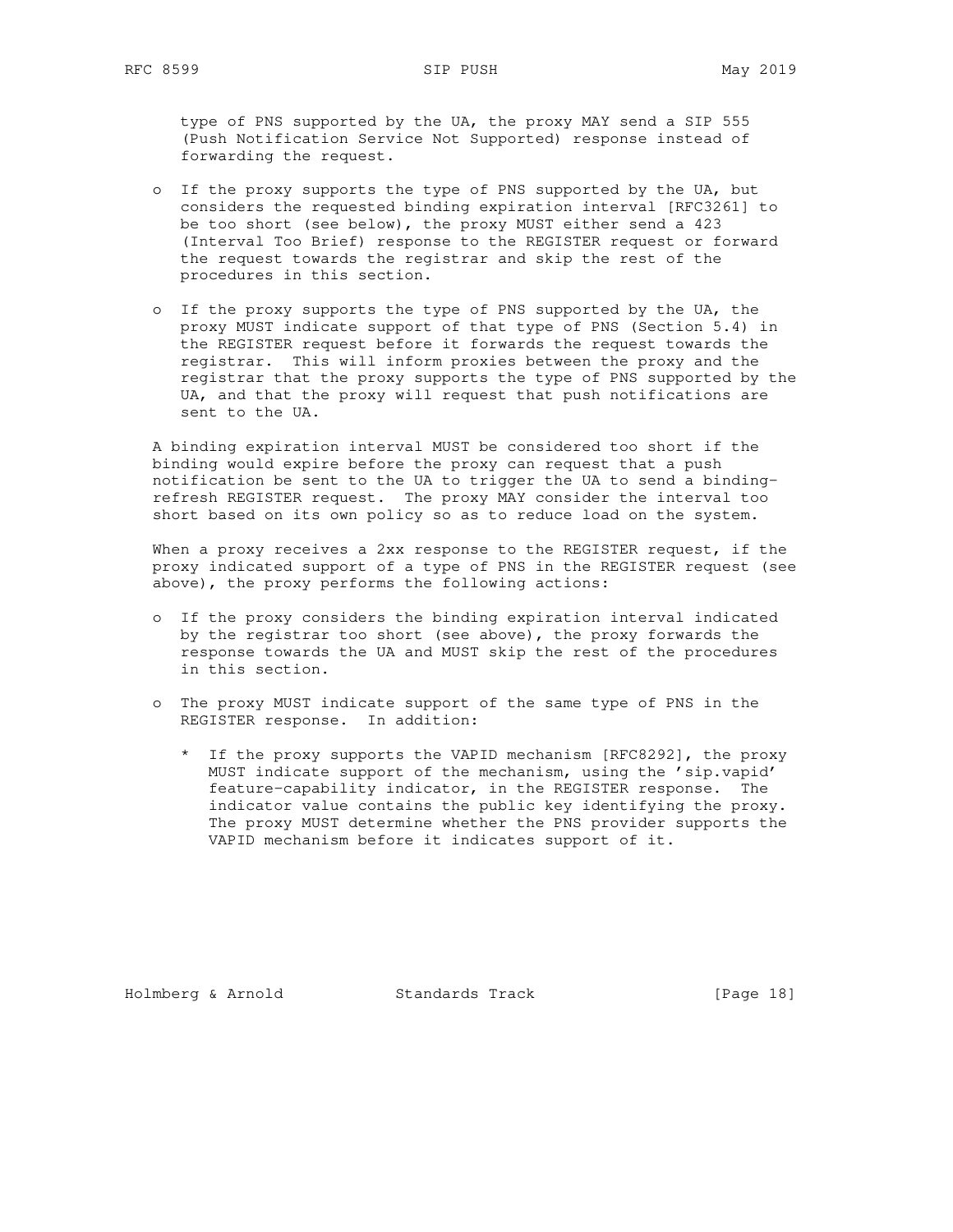type of PNS supported by the UA, the proxy MAY send a SIP 555 (Push Notification Service Not Supported) response instead of forwarding the request.

- If the proxy supports the type of PNS supported by the UA, but considers the requested binding expiration interval [RFC3261] to be too short (see below), the proxy MUST either send a 423 (Interval Too Brief) response to the REGISTER request or forward the request towards the registrar and skip the rest of the procedures in this section.

- If the proxy supports the type of PNS supported by the UA, the proxy MUST indicate support of that type of PNS (Section 5.4) in the REGISTER request before it forwards the request towards the registrar. This will inform proxies between the proxy and the registrar that the proxy supports the type of PNS supported by the UA, and that the proxy will request that push notifications are sent to the UA.

A binding expiration interval MUST be considered too short if the binding would expire before the proxy can request that a push notification be sent to the UA to trigger the UA to send a binding-refresh REGISTER request. The proxy MAY consider the interval too short based on its own policy so as to reduce load on the system.

When a proxy receives a 2xx response to the REGISTER request, if the proxy indicated support of a type of PNS in the REGISTER request (see above), the proxy performs the following actions:

- If the proxy considers the binding expiration interval indicated by the registrar too short (see above), the proxy forwards the response towards the UA and MUST skip the rest of the procedures in this section.

- The proxy MUST indicate support of the same type of PNS in the REGISTER response. In addition:

  * If the proxy supports the VAPID mechanism [RFC8292], the proxy MUST indicate support of the mechanism, using the 'sip.vapid' feature-capability indicator, in the REGISTER response. The indicator value contains the public key identifying the proxy. The proxy MUST determine whether the PNS provider supports the VAPID mechanism before it indicates support of it.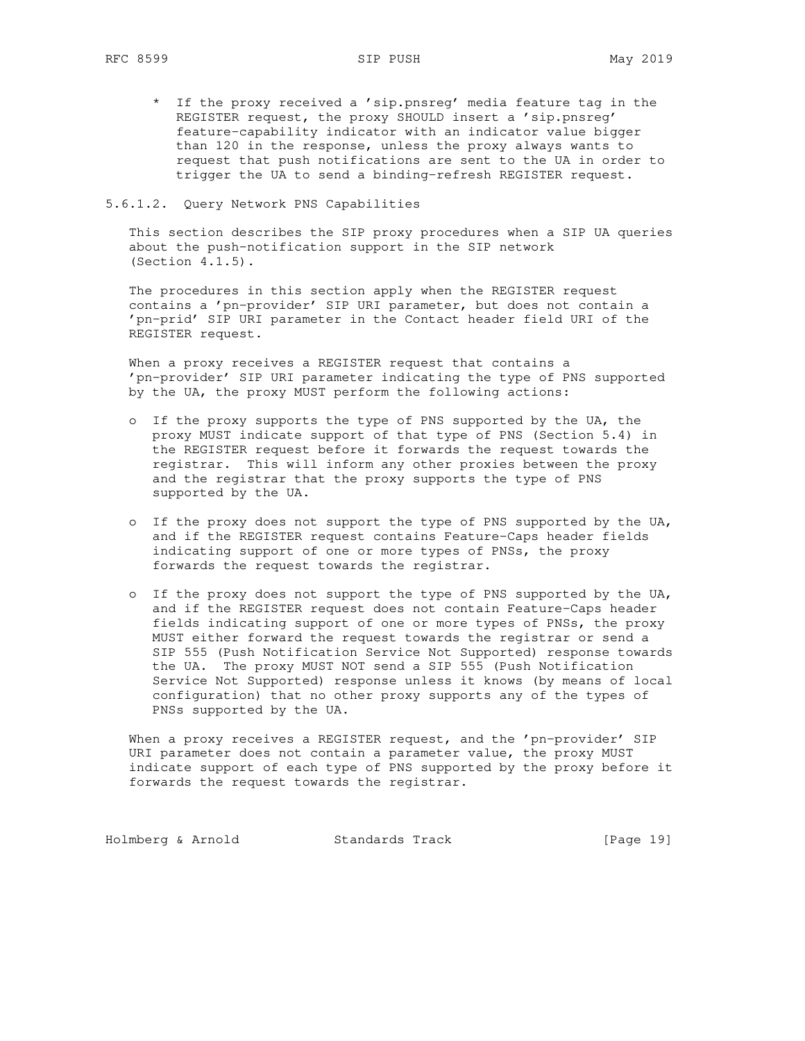* If the proxy received a 'sip.pnsreg' media feature tag in the REGISTER request, the proxy SHOULD insert a 'sip.pnsreg' feature-capability indicator with an indicator value bigger than 120 in the response, unless the proxy always wants to request that push notifications are sent to the UA in order to trigger the UA to send a binding-refresh REGISTER request.

#### 5.6.1.2. Query Network PNS Capabilities

This section describes the SIP proxy procedures when a SIP UA queries about the push-notification support in the SIP network (Section 4.1.5).

The procedures in this section apply when the REGISTER request contains a 'pn-provider' SIP URI parameter, but does not contain a 'pn-prid' SIP URI parameter in the Contact header field URI of the REGISTER request.

When a proxy receives a REGISTER request that contains a 'pn-provider' SIP URI parameter indicating the type of PNS supported by the UA, the proxy MUST perform the following actions:

- If the proxy supports the type of PNS supported by the UA, the proxy MUST indicate support of that type of PNS (Section 5.4) in the REGISTER request before it forwards the request towards the registrar. This will inform any other proxies between the proxy and the registrar that the proxy supports the type of PNS supported by the UA.

- If the proxy does not support the type of PNS supported by the UA, and if the REGISTER request contains Feature-Caps header fields indicating support of one or more types of PNSs, the proxy forwards the request towards the registrar.

- If the proxy does not support the type of PNS supported by the UA, and if the REGISTER request does not contain Feature-Caps header fields indicating support of one or more types of PNSs, the proxy MUST either forward the request towards the registrar or send a SIP 555 (Push Notification Service Not Supported) response towards the UA. The proxy MUST NOT send a SIP 555 (Push Notification Service Not Supported) response unless it knows (by means of local configuration) that no other proxy supports any of the types of PNSs supported by the UA.

When a proxy receives a REGISTER request, and the 'pn-provider' SIP URI parameter does not contain a parameter value, the proxy MUST indicate support of each type of PNS supported by the proxy before it forwards the request towards the registrar.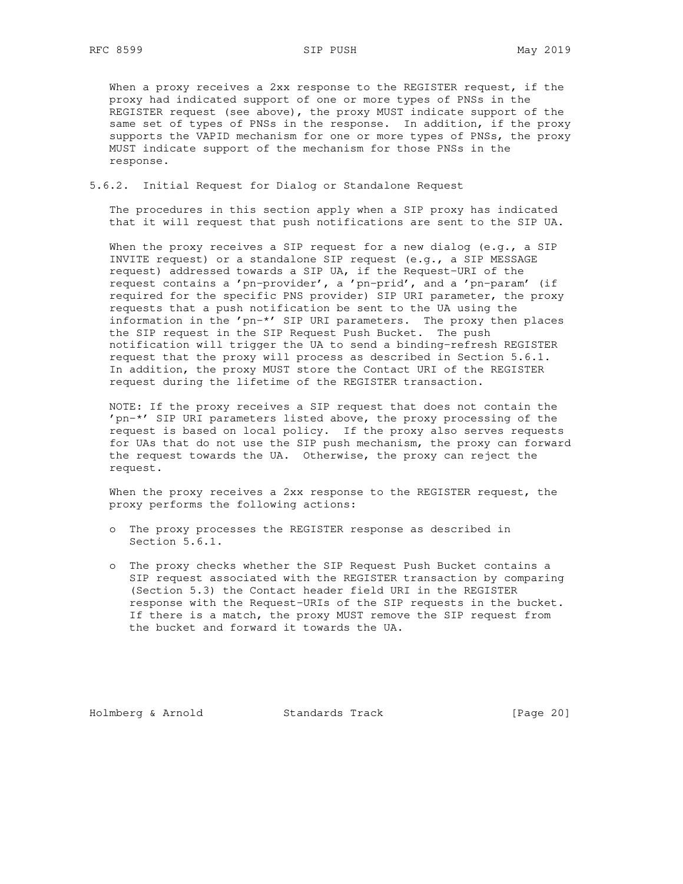When a proxy receives a 2xx response to the REGISTER request, if the proxy had indicated support of one or more types of PNSs in the REGISTER request (see above), the proxy MUST indicate support of the same set of types of PNSs in the response. In addition, if the proxy supports the VAPID mechanism for one or more types of PNSs, the proxy MUST indicate support of the mechanism for those PNSs in the response.

### 5.6.2. Initial Request for Dialog or Standalone Request

The procedures in this section apply when a SIP proxy has indicated that it will request that push notifications are sent to the SIP UA.

When the proxy receives a SIP request for a new dialog (e.g., a SIP INVITE request) or a standalone SIP request (e.g., a SIP MESSAGE request) addressed towards a SIP UA, if the Request-URI of the request contains a 'pn-provider', a 'pn-prid', and a 'pn-param' (if required for the specific PNS provider) SIP URI parameter, the proxy requests that a push notification be sent to the UA using the information in the 'pn-*' SIP URI parameters. The proxy then places the SIP request in the SIP Request Push Bucket. The push notification will trigger the UA to send a binding-refresh REGISTER request that the proxy will process as described in Section 5.6.1. In addition, the proxy MUST store the Contact URI of the REGISTER request during the lifetime of the REGISTER transaction.

NOTE: If the proxy receives a SIP request that does not contain the 'pn-*' SIP URI parameters listed above, the proxy processing of the request is based on local policy. If the proxy also serves requests for UAs that do not use the SIP push mechanism, the proxy can forward the request towards the UA. Otherwise, the proxy can reject the request.

When the proxy receives a 2xx response to the REGISTER request, the proxy performs the following actions:

- The proxy processes the REGISTER response as described in Section 5.6.1.
- The proxy checks whether the SIP Request Push Bucket contains a SIP request associated with the REGISTER transaction by comparing (Section 5.3) the Contact header field URI in the REGISTER response with the Request-URIs of the SIP requests in the bucket. If there is a match, the proxy MUST remove the SIP request from the bucket and forward it towards the UA.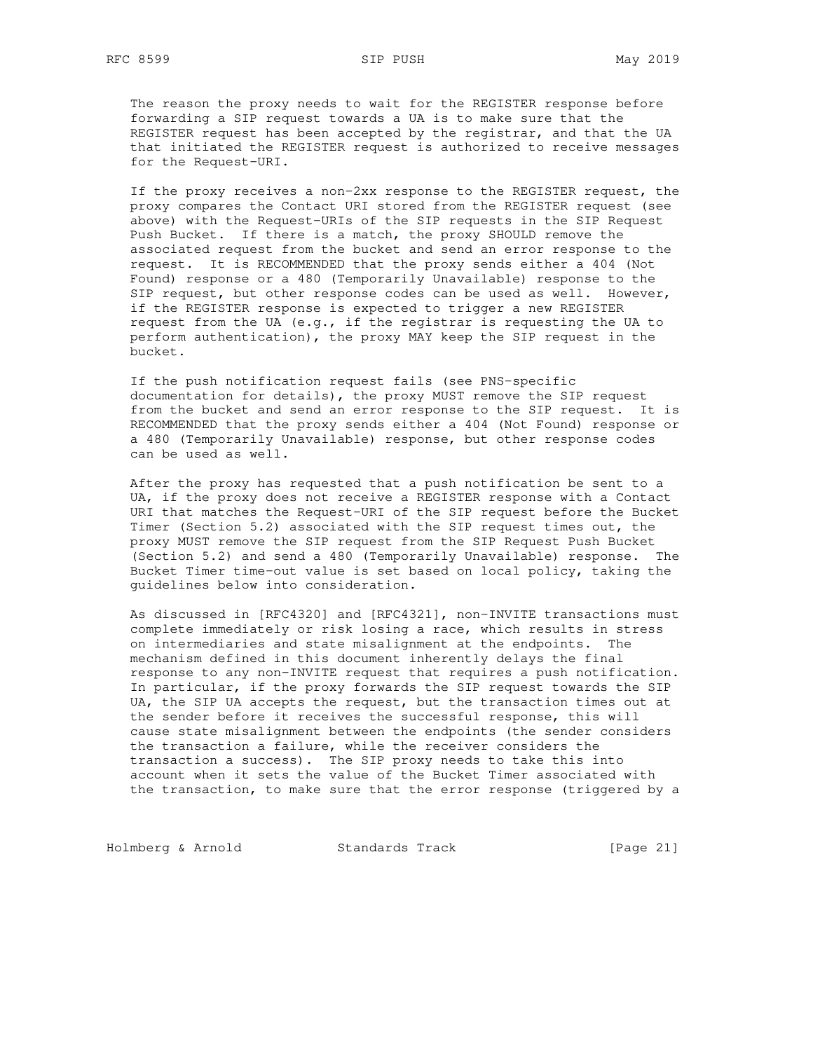The reason the proxy needs to wait for the REGISTER response before forwarding a SIP request towards a UA is to make sure that the REGISTER request has been accepted by the registrar, and that the UA that initiated the REGISTER request is authorized to receive messages for the Request-URI.

If the proxy receives a non-2xx response to the REGISTER request, the proxy compares the Contact URI stored from the REGISTER request (see above) with the Request-URIs of the SIP requests in the SIP Request Push Bucket. If there is a match, the proxy SHOULD remove the associated request from the bucket and send an error response to the request. It is RECOMMENDED that the proxy sends either a 404 (Not Found) response or a 480 (Temporarily Unavailable) response to the SIP request, but other response codes can be used as well. However, if the REGISTER response is expected to trigger a new REGISTER request from the UA (e.g., if the registrar is requesting the UA to perform authentication), the proxy MAY keep the SIP request in the bucket.

If the push notification request fails (see PNS-specific documentation for details), the proxy MUST remove the SIP request from the bucket and send an error response to the SIP request. It is RECOMMENDED that the proxy sends either a 404 (Not Found) response or a 480 (Temporarily Unavailable) response, but other response codes can be used as well.

After the proxy has requested that a push notification be sent to a UA, if the proxy does not receive a REGISTER response with a Contact URI that matches the Request-URI of the SIP request before the Bucket Timer (Section 5.2) associated with the SIP request times out, the proxy MUST remove the SIP request from the SIP Request Push Bucket (Section 5.2) and send a 480 (Temporarily Unavailable) response. The Bucket Timer time-out value is set based on local policy, taking the guidelines below into consideration.

As discussed in [RFC4320] and [RFC4321], non-INVITE transactions must complete immediately or risk losing a race, which results in stress on intermediaries and state misalignment at the endpoints. The mechanism defined in this document inherently delays the final response to any non-INVITE request that requires a push notification. In particular, if the proxy forwards the SIP request towards the SIP UA, the SIP UA accepts the request, but the transaction times out at the sender before it receives the successful response, this will cause state misalignment between the endpoints (the sender considers the transaction a failure, while the receiver considers the transaction a success). The SIP proxy needs to take this into account when it sets the value of the Bucket Timer associated with the transaction, to make sure that the error response (triggered by a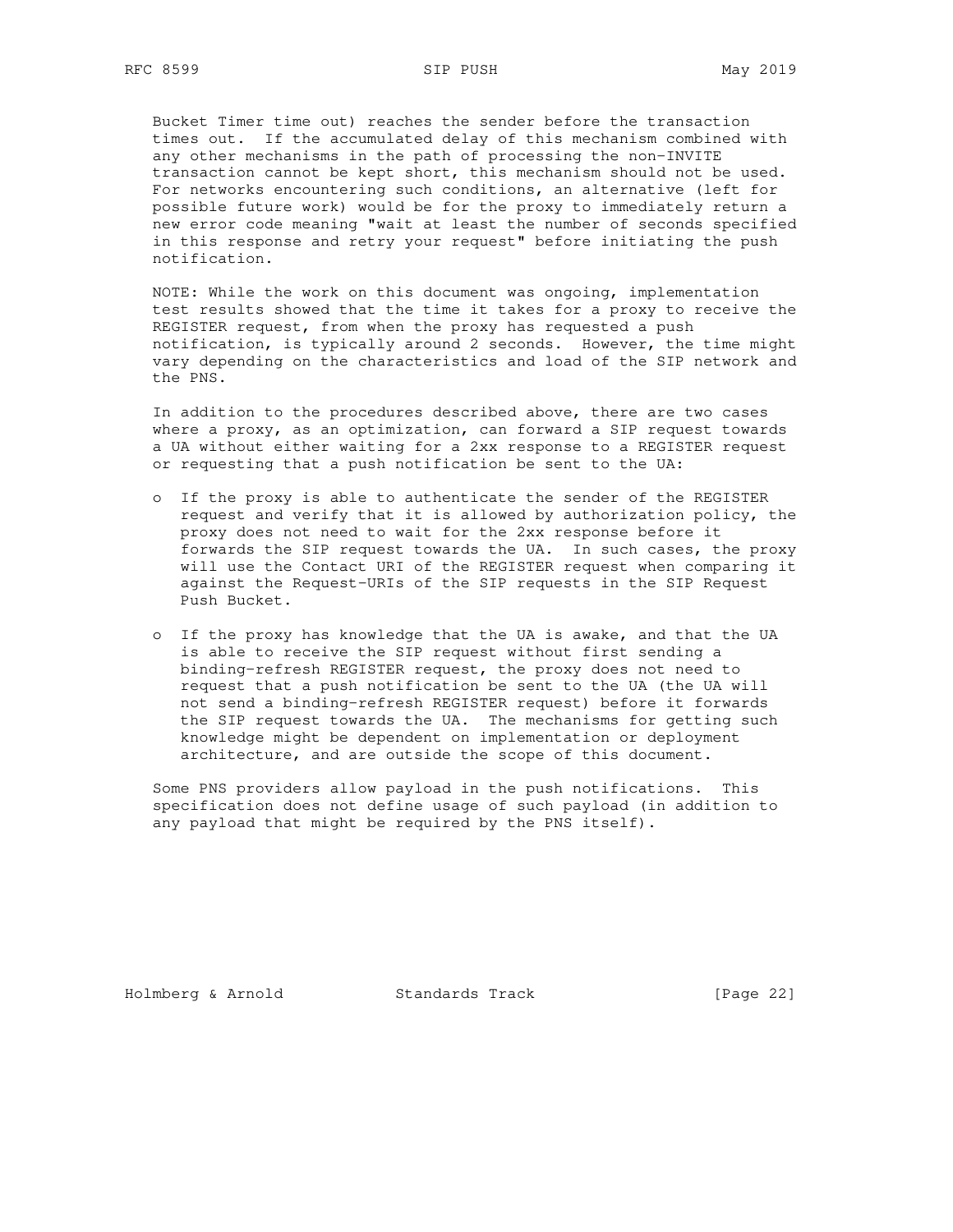Bucket Timer time out) reaches the sender before the transaction times out. If the accumulated delay of this mechanism combined with any other mechanisms in the path of processing the non-INVITE transaction cannot be kept short, this mechanism should not be used. For networks encountering such conditions, an alternative (left for possible future work) would be for the proxy to immediately return a new error code meaning "wait at least the number of seconds specified in this response and retry your request" before initiating the push notification.

NOTE: While the work on this document was ongoing, implementation test results showed that the time it takes for a proxy to receive the REGISTER request, from when the proxy has requested a push notification, is typically around 2 seconds. However, the time might vary depending on the characteristics and load of the SIP network and the PNS.

In addition to the procedures described above, there are two cases where a proxy, as an optimization, can forward a SIP request towards a UA without either waiting for a 2xx response to a REGISTER request or requesting that a push notification be sent to the UA:

- If the proxy is able to authenticate the sender of the REGISTER request and verify that it is allowed by authorization policy, the proxy does not need to wait for the 2xx response before it forwards the SIP request towards the UA. In such cases, the proxy will use the Contact URI of the REGISTER request when comparing it against the Request-URIs of the SIP requests in the SIP Request Push Bucket.

- If the proxy has knowledge that the UA is awake, and that the UA is able to receive the SIP request without first sending a binding-refresh REGISTER request, the proxy does not need to request that a push notification be sent to the UA (the UA will not send a binding-refresh REGISTER request) before it forwards the SIP request towards the UA. The mechanisms for getting such knowledge might be dependent on implementation or deployment architecture, and are outside the scope of this document.

Some PNS providers allow payload in the push notifications. This specification does not define usage of such payload (in addition to any payload that might be required by the PNS itself).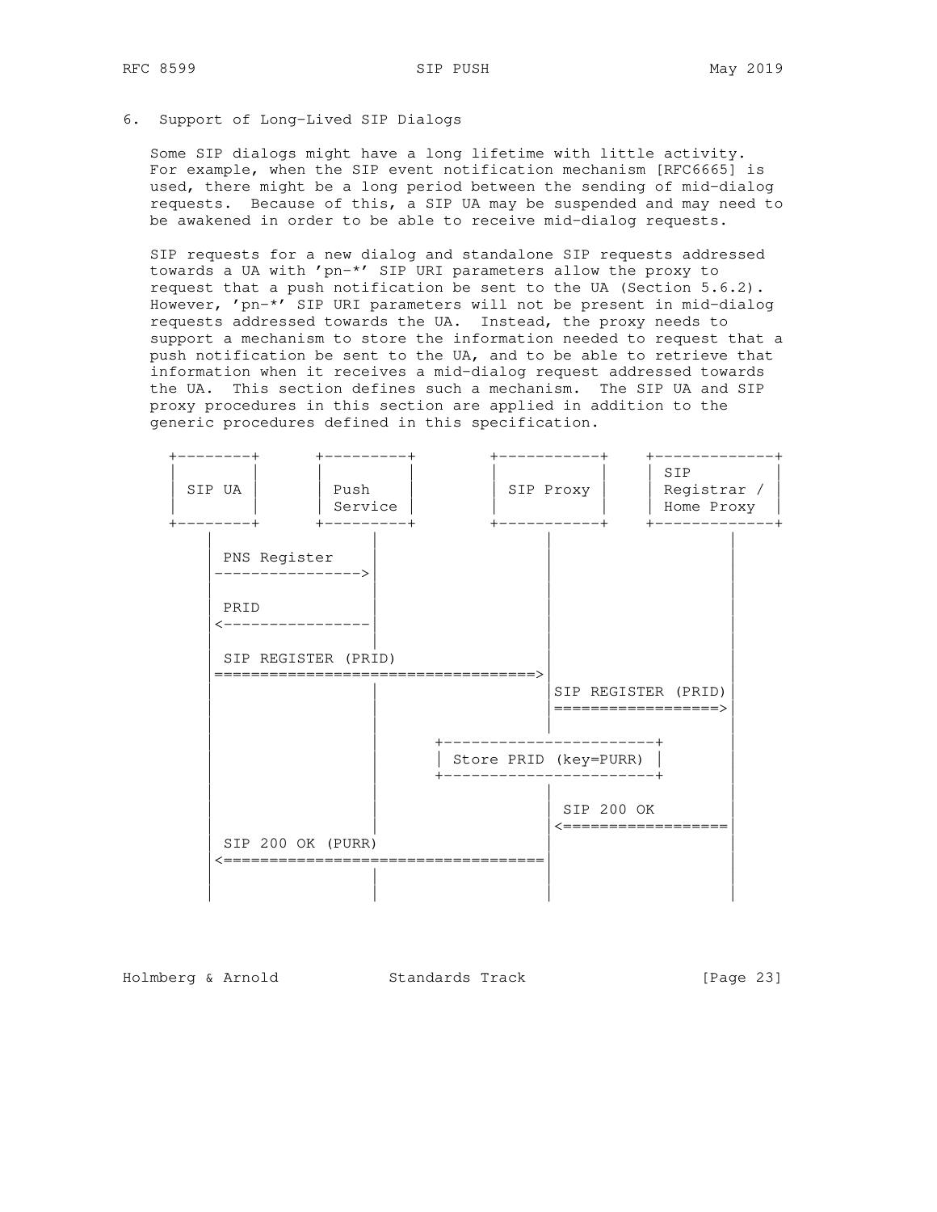# 6. Support of Long-Lived SIP Dialogs

Some SIP dialogs might have a long lifetime with little activity. For example, when the SIP event notification mechanism [RFC6665] is used, there might be a long period between the sending of mid-dialog requests. Because of this, a SIP UA may be suspended and may need to be awakened in order to be able to receive mid-dialog requests.

SIP requests for a new dialog and standalone SIP requests addressed towards a UA with 'pn-*' SIP URI parameters allow the proxy to request that a push notification be sent to the UA (Section 5.6.2). However, 'pn-*' SIP URI parameters will not be present in mid-dialog requests addressed towards the UA. Instead, the proxy needs to support a mechanism to store the information needed to request that a push notification be sent to the UA, and to be able to retrieve that information when it receives a mid-dialog request addressed towards the UA. This section defines such a mechanism. The SIP UA and SIP proxy procedures in this section are applied in addition to the generic procedures defined in this specification.

```
+--------+      +---------+        +-----------+    +-------------+
|        |      |         |        |           |    | SIP         |
| SIP UA |      | Push    |        | SIP Proxy |    | Registrar / |
|        |      | Service |        |           |    | Home Proxy  |
+--------+      +---------+        +-----------+    +-------------+
    |                |                    |                |
    | PNS Register   |                    |                |
    |--------------->|                    |                |
    |                |                    |                |
    | PRID           |                    |                |
    |<---------------|                    |                |
    |                |                    |                |
    | SIP REGISTER (PRID)                 |                |
    |===================================>|                |
    |                |                    |SIP REGISTER (PRID)
    |                |                    |===============>|
    |                |                    |                |
    |                |        +-----------------------+    |
    |                |        | Store PRID (key=PURR) |    |
    |                |        +-----------------------+    |
    |                |                    |                |
    |                |                    | SIP 200 OK     |
    |                |                    |<===============|
    | SIP 200 OK (PURR)                   |                |
    |<====================================|                |
    |                |                    |                |
    |                |                    |                |
```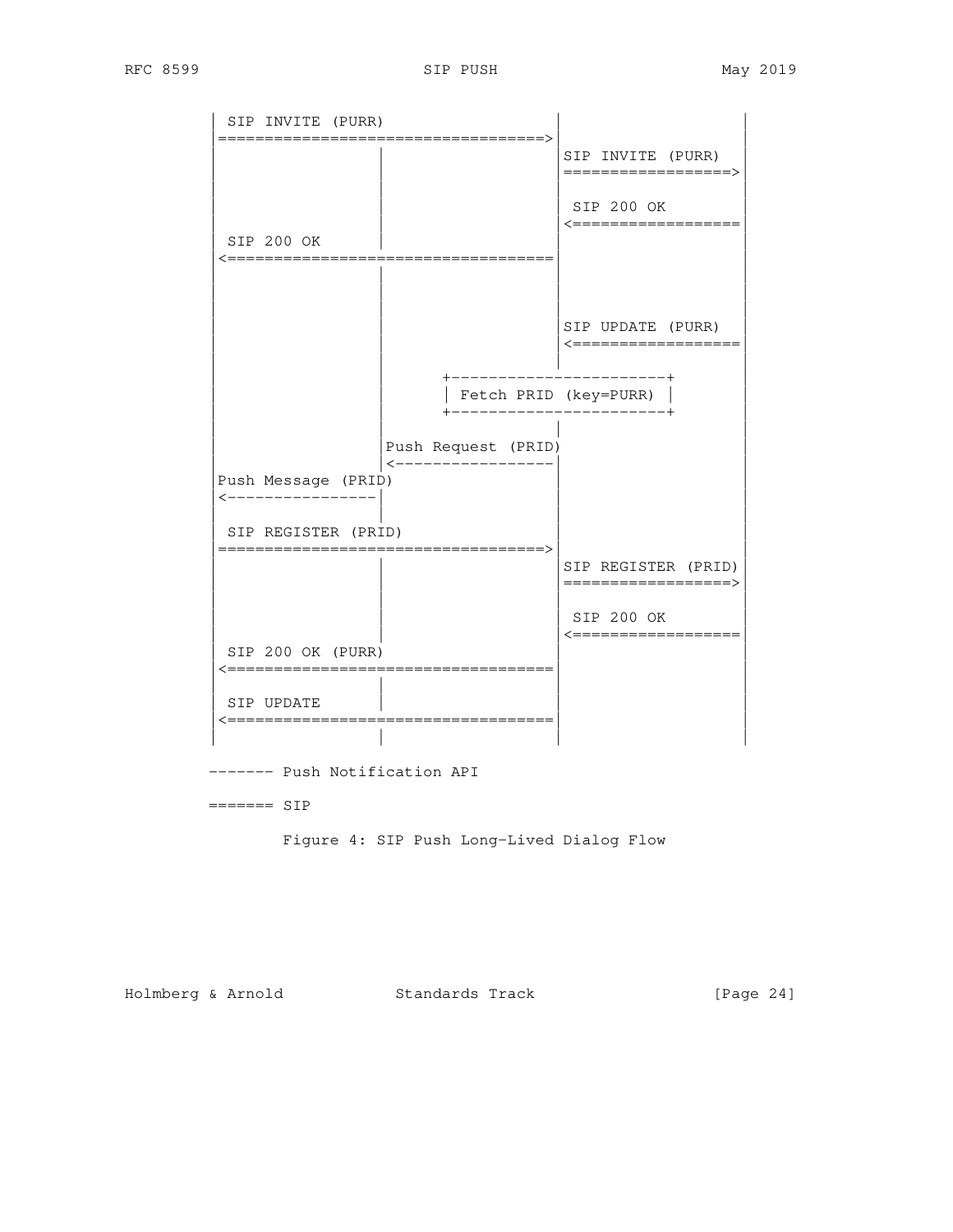```
      | SIP INVITE (PURR)                 |                  |
      |==================================>|                  |
      |               |                   |SIP INVITE (PURR) |
      |               |                   |=================>|
      |               |                   |                  |
      |               |                   | SIP 200 OK       |
      |               |                   |<=================|
      | SIP 200 OK    |                   |                  |
      |<==================================|                  |
      |               |                   |                  |
      |               |                   |                  |
      |               |                   |                  |
      |               |                   |SIP UPDATE (PURR) |
      |               |                   |<=================|
      |               |                   |                  |
      |               |       +-----------------------+      |
      |               |       | Fetch PRID (key=PURR) |      |
      |               |       +-----------------------+      |
      |               |                   |                  |
      |               |Push Request (PRID)|                  |
      |               |<------------------|                  |
      |Push Message (PRID)                |                  |
      |<--------------|                   |                  |
      |               |                   |                  |
      | SIP REGISTER (PRID)               |                  |
      |==================================>|                  |
      |               |                   |SIP REGISTER (PRID)
      |               |                   |=================>|
      |               |                   |                  |
      |               |                   | SIP 200 OK       |
      |               |                   |<=================|
      | SIP 200 OK (PURR)                 |                  |
      |<==================================|                  |
      |               |                   |                  |
      | SIP UPDATE    |                   |                  |
      |<==================================|                  |
      |               |                   |                  |

      ------- Push Notification API

      ======= SIP
```

Figure 4: SIP Push Long-Lived Dialog Flow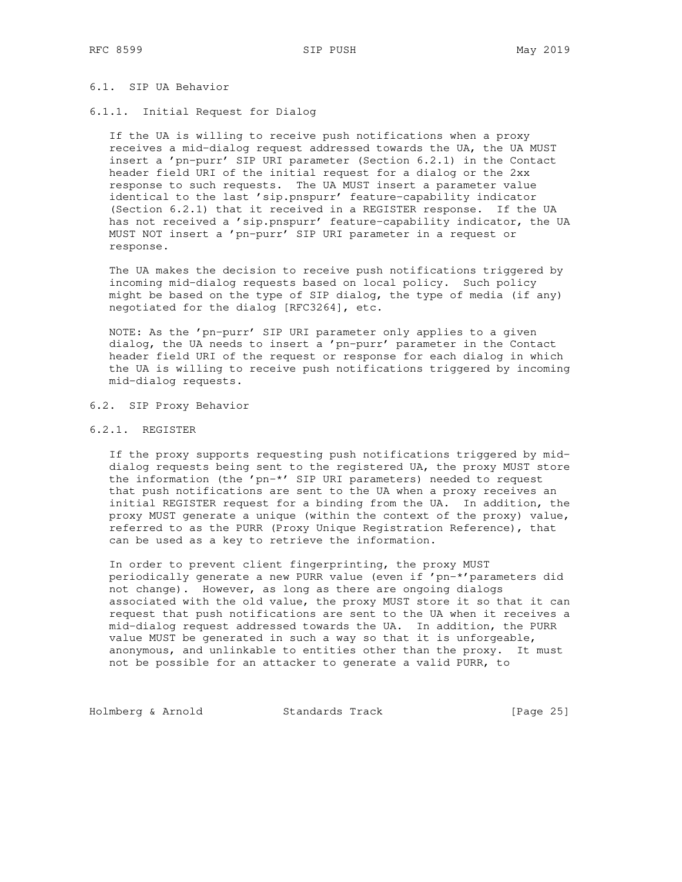### 6.1. SIP UA Behavior

#### 6.1.1. Initial Request for Dialog

If the UA is willing to receive push notifications when a proxy receives a mid-dialog request addressed towards the UA, the UA MUST insert a 'pn-purr' SIP URI parameter (Section 6.2.1) in the Contact header field URI of the initial request for a dialog or the 2xx response to such requests. The UA MUST insert a parameter value identical to the last 'sip.pnspurr' feature-capability indicator (Section 6.2.1) that it received in a REGISTER response. If the UA has not received a 'sip.pnspurr' feature-capability indicator, the UA MUST NOT insert a 'pn-purr' SIP URI parameter in a request or response.

The UA makes the decision to receive push notifications triggered by incoming mid-dialog requests based on local policy. Such policy might be based on the type of SIP dialog, the type of media (if any) negotiated for the dialog [RFC3264], etc.

NOTE: As the 'pn-purr' SIP URI parameter only applies to a given dialog, the UA needs to insert a 'pn-purr' parameter in the Contact header field URI of the request or response for each dialog in which the UA is willing to receive push notifications triggered by incoming mid-dialog requests.

### 6.2. SIP Proxy Behavior

#### 6.2.1. REGISTER

If the proxy supports requesting push notifications triggered by mid-dialog requests being sent to the registered UA, the proxy MUST store the information (the 'pn-*' SIP URI parameters) needed to request that push notifications are sent to the UA when a proxy receives an initial REGISTER request for a binding from the UA. In addition, the proxy MUST generate a unique (within the context of the proxy) value, referred to as the PURR (Proxy Unique Registration Reference), that can be used as a key to retrieve the information.

In order to prevent client fingerprinting, the proxy MUST periodically generate a new PURR value (even if 'pn-*'parameters did not change). However, as long as there are ongoing dialogs associated with the old value, the proxy MUST store it so that it can request that push notifications are sent to the UA when it receives a mid-dialog request addressed towards the UA. In addition, the PURR value MUST be generated in such a way so that it is unforgeable, anonymous, and unlinkable to entities other than the proxy. It must not be possible for an attacker to generate a valid PURR, to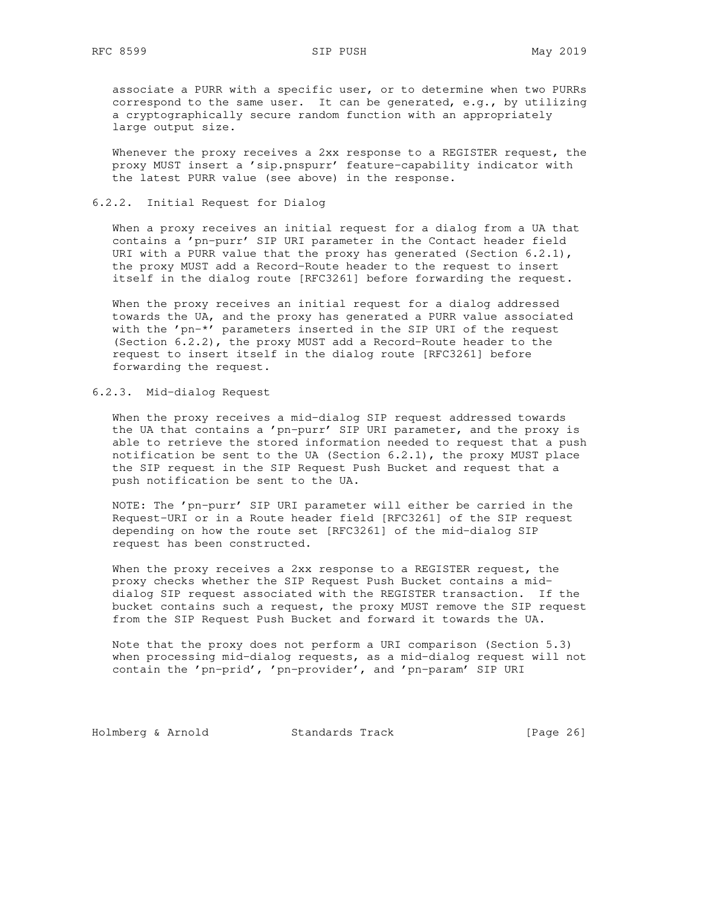associate a PURR with a specific user, or to determine when two PURRs correspond to the same user. It can be generated, e.g., by utilizing a cryptographically secure random function with an appropriately large output size.

Whenever the proxy receives a 2xx response to a REGISTER request, the proxy MUST insert a 'sip.pnspurr' feature-capability indicator with the latest PURR value (see above) in the response.

### 6.2.2. Initial Request for Dialog

When a proxy receives an initial request for a dialog from a UA that contains a 'pn-purr' SIP URI parameter in the Contact header field URI with a PURR value that the proxy has generated (Section 6.2.1), the proxy MUST add a Record-Route header to the request to insert itself in the dialog route [RFC3261] before forwarding the request.

When the proxy receives an initial request for a dialog addressed towards the UA, and the proxy has generated a PURR value associated with the 'pn-*' parameters inserted in the SIP URI of the request (Section 6.2.2), the proxy MUST add a Record-Route header to the request to insert itself in the dialog route [RFC3261] before forwarding the request.

### 6.2.3. Mid-dialog Request

When the proxy receives a mid-dialog SIP request addressed towards the UA that contains a 'pn-purr' SIP URI parameter, and the proxy is able to retrieve the stored information needed to request that a push notification be sent to the UA (Section 6.2.1), the proxy MUST place the SIP request in the SIP Request Push Bucket and request that a push notification be sent to the UA.

NOTE: The 'pn-purr' SIP URI parameter will either be carried in the Request-URI or in a Route header field [RFC3261] of the SIP request depending on how the route set [RFC3261] of the mid-dialog SIP request has been constructed.

When the proxy receives a 2xx response to a REGISTER request, the proxy checks whether the SIP Request Push Bucket contains a mid-dialog SIP request associated with the REGISTER transaction. If the bucket contains such a request, the proxy MUST remove the SIP request from the SIP Request Push Bucket and forward it towards the UA.

Note that the proxy does not perform a URI comparison (Section 5.3) when processing mid-dialog requests, as a mid-dialog request will not contain the 'pn-prid', 'pn-provider', and 'pn-param' SIP URI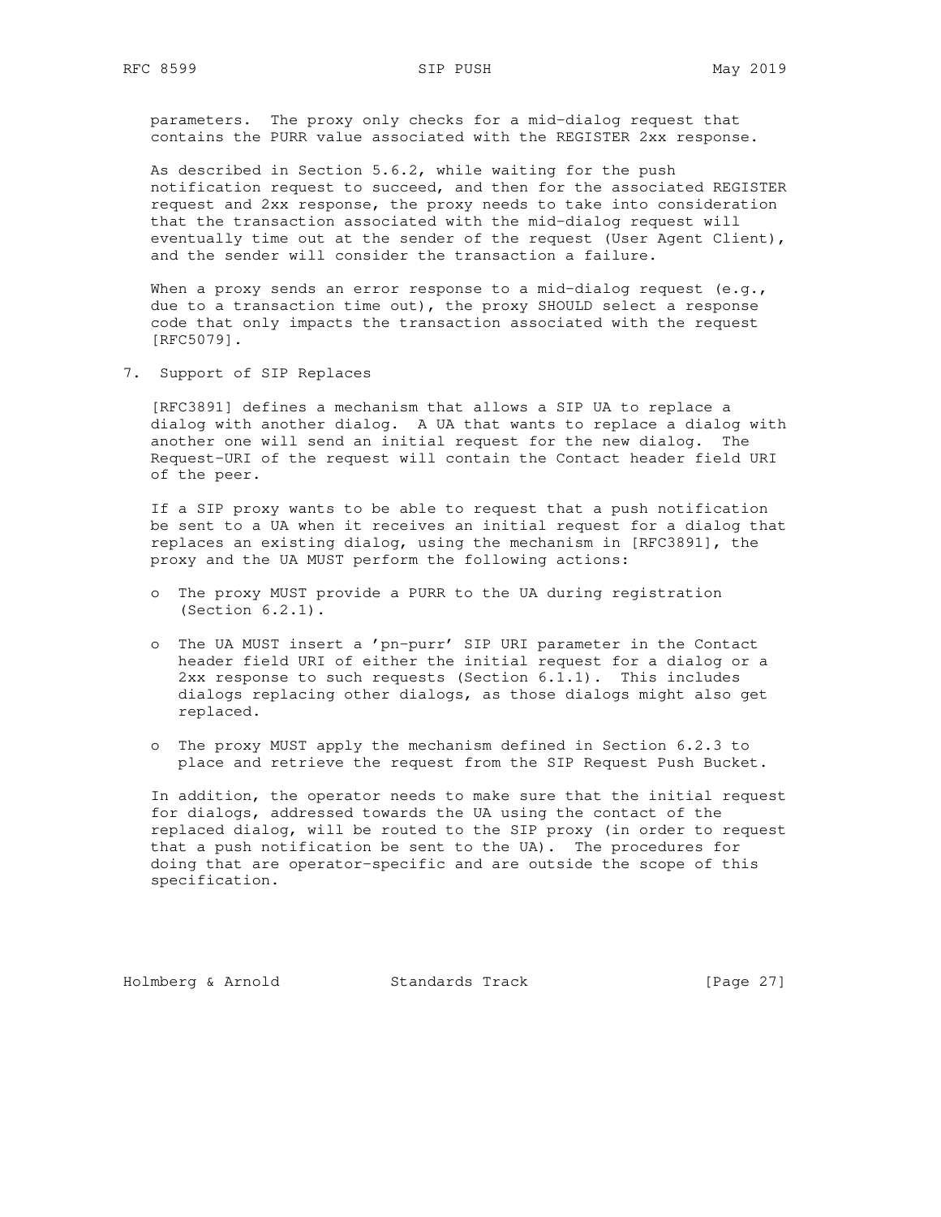parameters. The proxy only checks for a mid-dialog request that contains the PURR value associated with the REGISTER 2xx response.

As described in Section 5.6.2, while waiting for the push notification request to succeed, and then for the associated REGISTER request and 2xx response, the proxy needs to take into consideration that the transaction associated with the mid-dialog request will eventually time out at the sender of the request (User Agent Client), and the sender will consider the transaction a failure.

When a proxy sends an error response to a mid-dialog request (e.g., due to a transaction time out), the proxy SHOULD select a response code that only impacts the transaction associated with the request [RFC5079].

## 7. Support of SIP Replaces

[RFC3891] defines a mechanism that allows a SIP UA to replace a dialog with another dialog. A UA that wants to replace a dialog with another one will send an initial request for the new dialog. The Request-URI of the request will contain the Contact header field URI of the peer.

If a SIP proxy wants to be able to request that a push notification be sent to a UA when it receives an initial request for a dialog that replaces an existing dialog, using the mechanism in [RFC3891], the proxy and the UA MUST perform the following actions:

- The proxy MUST provide a PURR to the UA during registration (Section 6.2.1).
- The UA MUST insert a 'pn-purr' SIP URI parameter in the Contact header field URI of either the initial request for a dialog or a 2xx response to such requests (Section 6.1.1). This includes dialogs replacing other dialogs, as those dialogs might also get replaced.
- The proxy MUST apply the mechanism defined in Section 6.2.3 to place and retrieve the request from the SIP Request Push Bucket.

In addition, the operator needs to make sure that the initial request for dialogs, addressed towards the UA using the contact of the replaced dialog, will be routed to the SIP proxy (in order to request that a push notification be sent to the UA). The procedures for doing that are operator-specific and are outside the scope of this specification.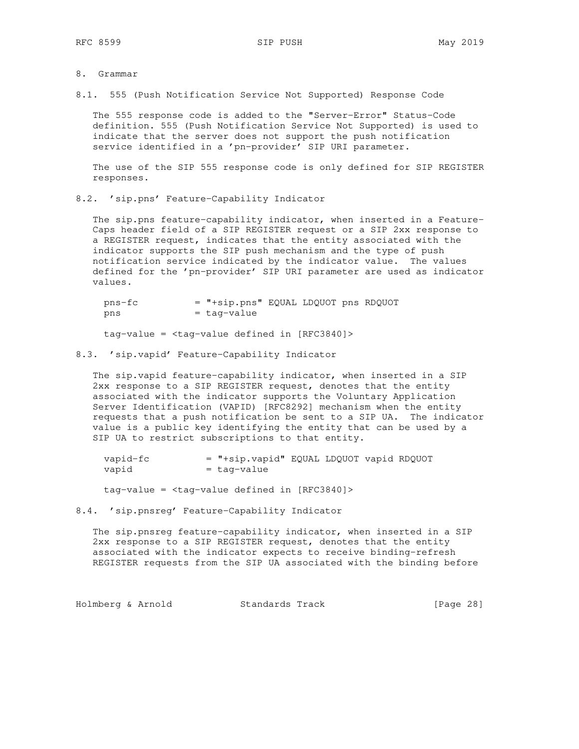## 8. Grammar

### 8.1. 555 (Push Notification Service Not Supported) Response Code

The 555 response code is added to the "Server-Error" Status-Code definition. 555 (Push Notification Service Not Supported) is used to indicate that the server does not support the push notification service identified in a 'pn-provider' SIP URI parameter.

The use of the SIP 555 response code is only defined for SIP REGISTER responses.

### 8.2. 'sip.pns' Feature-Capability Indicator

The sip.pns feature-capability indicator, when inserted in a Feature-Caps header field of a SIP REGISTER request or a SIP 2xx response to a REGISTER request, indicates that the entity associated with the indicator supports the SIP push mechanism and the type of push notification service indicated by the indicator value. The values defined for the 'pn-provider' SIP URI parameter are used as indicator values.

```
  pns-fc          = "+sip.pns" EQUAL LDQUOT pns RDQUOT
  pns             = tag-value

  tag-value = <tag-value defined in [RFC3840]>
```

### 8.3. 'sip.vapid' Feature-Capability Indicator

The sip.vapid feature-capability indicator, when inserted in a SIP 2xx response to a SIP REGISTER request, denotes that the entity associated with the indicator supports the Voluntary Application Server Identification (VAPID) [RFC8292] mechanism when the entity requests that a push notification be sent to a SIP UA. The indicator value is a public key identifying the entity that can be used by a SIP UA to restrict subscriptions to that entity.

```
  vapid-fc          = "+sip.vapid" EQUAL LDQUOT vapid RDQUOT
  vapid             = tag-value

  tag-value = <tag-value defined in [RFC3840]>
```

### 8.4. 'sip.pnsreg' Feature-Capability Indicator

The sip.pnsreg feature-capability indicator, when inserted in a SIP 2xx response to a SIP REGISTER request, denotes that the entity associated with the indicator expects to receive binding-refresh REGISTER requests from the SIP UA associated with the binding before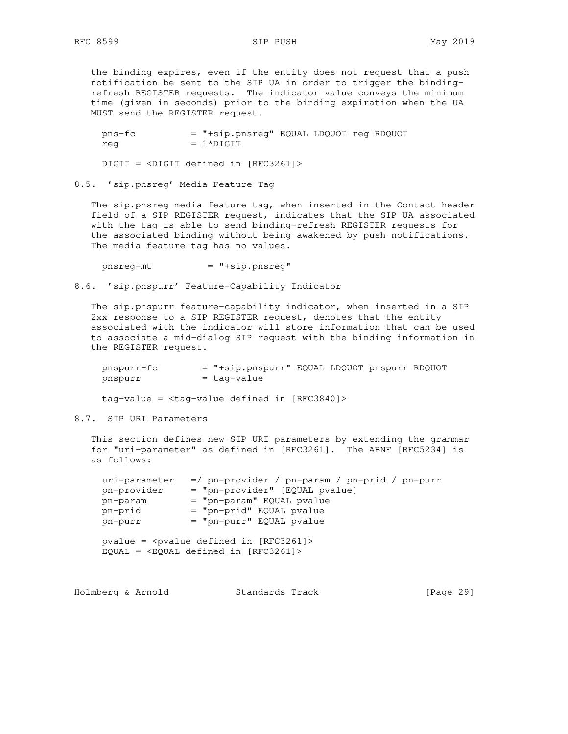the binding expires, even if the entity does not request that a push notification be sent to the SIP UA in order to trigger the binding-refresh REGISTER requests. The indicator value conveys the minimum time (given in seconds) prior to the binding expiration when the UA MUST send the REGISTER request.

```
pns-fc          = "+sip.pnsreg" EQUAL LDQUOT reg RDQUOT
reg             = 1*DIGIT

DIGIT = <DIGIT defined in [RFC3261]>
```

### 8.5. 'sip.pnsreg' Media Feature Tag

The sip.pnsreg media feature tag, when inserted in the Contact header field of a SIP REGISTER request, indicates that the SIP UA associated with the tag is able to send binding-refresh REGISTER requests for the associated binding without being awakened by push notifications. The media feature tag has no values.

```
pnsreg-mt          = "+sip.pnsreg"
```

### 8.6. 'sip.pnspurr' Feature-Capability Indicator

The sip.pnspurr feature-capability indicator, when inserted in a SIP 2xx response to a SIP REGISTER request, denotes that the entity associated with the indicator will store information that can be used to associate a mid-dialog SIP request with the binding information in the REGISTER request.

```
pnspurr-fc        = "+sip.pnspurr" EQUAL LDQUOT pnspurr RDQUOT
pnspurr           = tag-value

tag-value = <tag-value defined in [RFC3840]>
```

### 8.7. SIP URI Parameters

This section defines new SIP URI parameters by extending the grammar for "uri-parameter" as defined in [RFC3261]. The ABNF [RFC5234] is as follows:

```
uri-parameter   =/ pn-provider / pn-param / pn-prid / pn-purr
pn-provider     = "pn-provider" [EQUAL pvalue]
pn-param        = "pn-param" EQUAL pvalue
pn-prid         = "pn-prid" EQUAL pvalue
pn-purr         = "pn-purr" EQUAL pvalue

pvalue = <pvalue defined in [RFC3261]>
EQUAL = <EQUAL defined in [RFC3261]>
```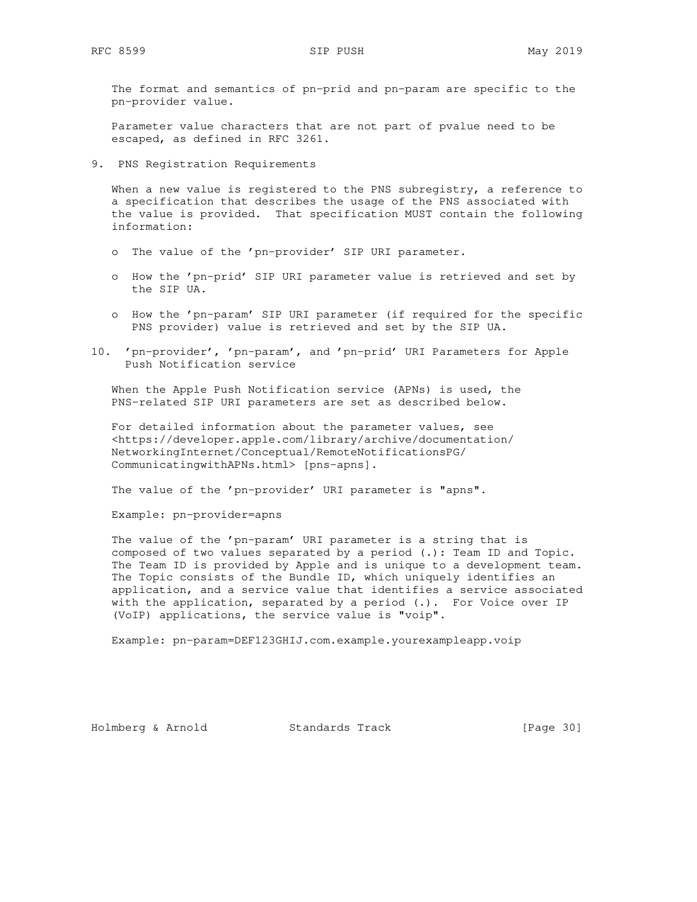The format and semantics of pn-prid and pn-param are specific to the pn-provider value.

Parameter value characters that are not part of pvalue need to be escaped, as defined in RFC 3261.

## 9. PNS Registration Requirements

When a new value is registered to the PNS subregistry, a reference to a specification that describes the usage of the PNS associated with the value is provided. That specification MUST contain the following information:

- The value of the 'pn-provider' SIP URI parameter.
- How the 'pn-prid' SIP URI parameter value is retrieved and set by the SIP UA.
- How the 'pn-param' SIP URI parameter (if required for the specific PNS provider) value is retrieved and set by the SIP UA.

## 10. 'pn-provider', 'pn-param', and 'pn-prid' URI Parameters for Apple Push Notification service

When the Apple Push Notification service (APNs) is used, the PNS-related SIP URI parameters are set as described below.

For detailed information about the parameter values, see <https://developer.apple.com/library/archive/documentation/NetworkingInternet/Conceptual/RemoteNotificationsPG/CommunicatingwithAPNs.html> [pns-apns].

The value of the 'pn-provider' URI parameter is "apns".

Example: pn-provider=apns

The value of the 'pn-param' URI parameter is a string that is composed of two values separated by a period (.): Team ID and Topic. The Team ID is provided by Apple and is unique to a development team. The Topic consists of the Bundle ID, which uniquely identifies an application, and a service value that identifies a service associated with the application, separated by a period (.). For Voice over IP (VoIP) applications, the service value is "voip".

Example: pn-param=DEF123GHIJ.com.example.yourexampleapp.voip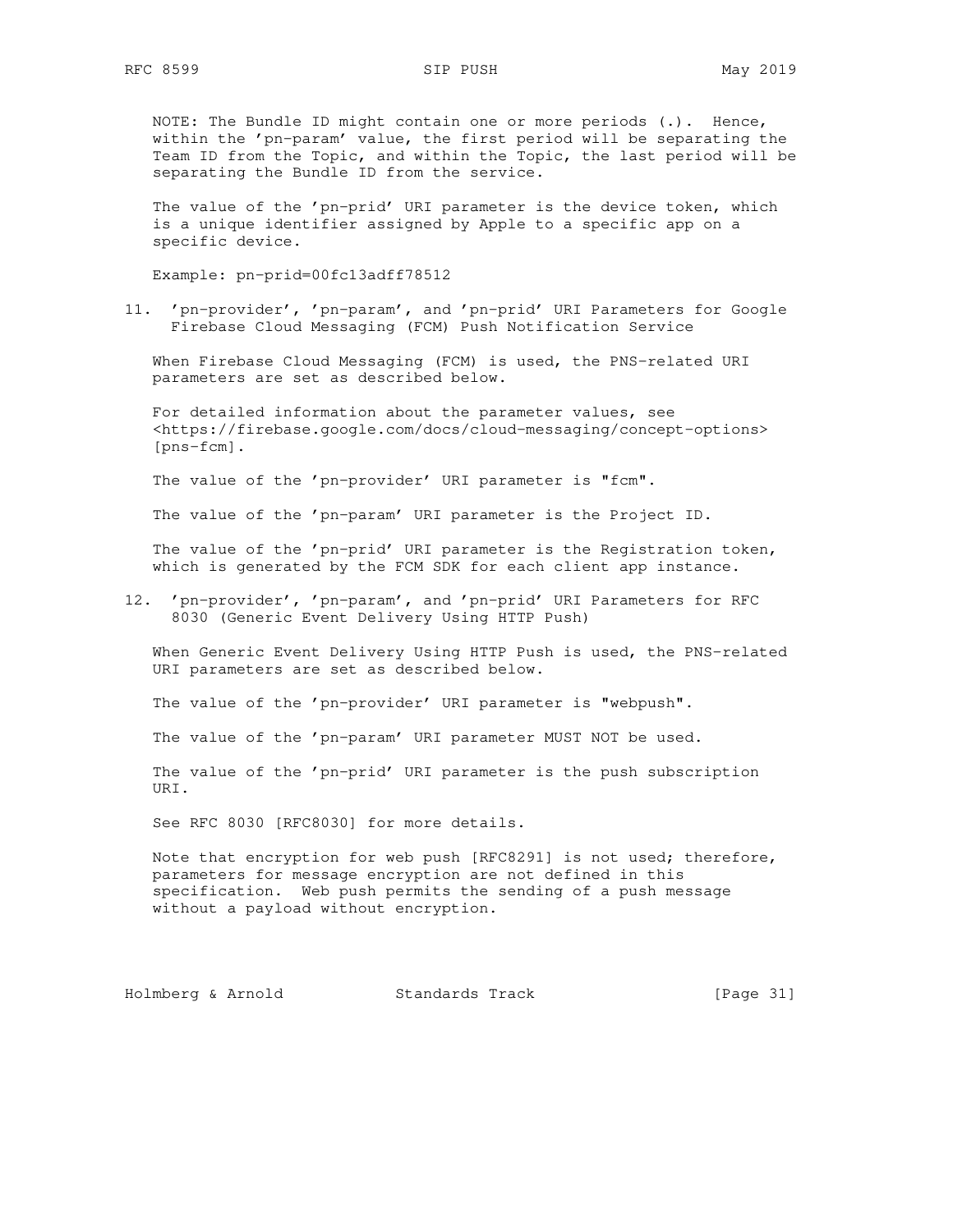NOTE: The Bundle ID might contain one or more periods (.). Hence, within the 'pn-param' value, the first period will be separating the Team ID from the Topic, and within the Topic, the last period will be separating the Bundle ID from the service.

The value of the 'pn-prid' URI parameter is the device token, which is a unique identifier assigned by Apple to a specific app on a specific device.

Example: pn-prid=00fc13adff78512

## 11. 'pn-provider', 'pn-param', and 'pn-prid' URI Parameters for Google Firebase Cloud Messaging (FCM) Push Notification Service

When Firebase Cloud Messaging (FCM) is used, the PNS-related URI parameters are set as described below.

For detailed information about the parameter values, see <https://firebase.google.com/docs/cloud-messaging/concept-options> [pns-fcm].

The value of the 'pn-provider' URI parameter is "fcm".

The value of the 'pn-param' URI parameter is the Project ID.

The value of the 'pn-prid' URI parameter is the Registration token, which is generated by the FCM SDK for each client app instance.

## 12. 'pn-provider', 'pn-param', and 'pn-prid' URI Parameters for RFC 8030 (Generic Event Delivery Using HTTP Push)

When Generic Event Delivery Using HTTP Push is used, the PNS-related URI parameters are set as described below.

The value of the 'pn-provider' URI parameter is "webpush".

The value of the 'pn-param' URI parameter MUST NOT be used.

The value of the 'pn-prid' URI parameter is the push subscription URI.

See RFC 8030 [RFC8030] for more details.

Note that encryption for web push [RFC8291] is not used; therefore, parameters for message encryption are not defined in this specification. Web push permits the sending of a push message without a payload without encryption.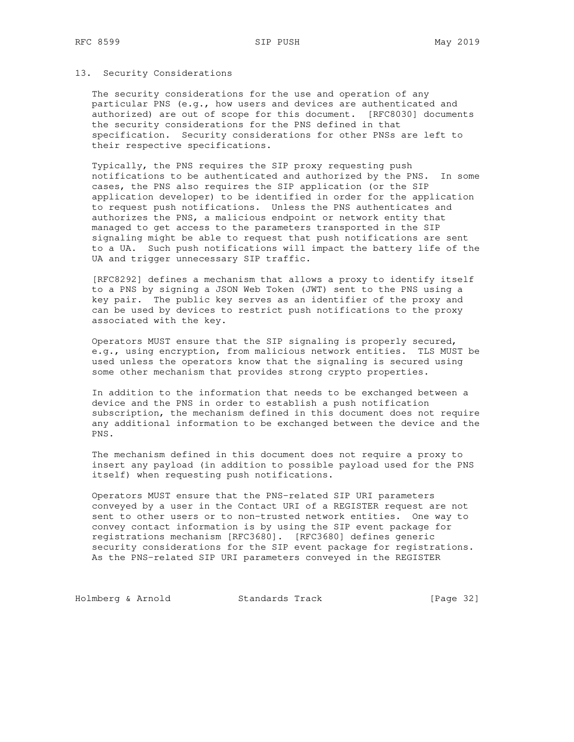## 13. Security Considerations

The security considerations for the use and operation of any particular PNS (e.g., how users and devices are authenticated and authorized) are out of scope for this document. [RFC8030] documents the security considerations for the PNS defined in that specification. Security considerations for other PNSs are left to their respective specifications.

Typically, the PNS requires the SIP proxy requesting push notifications to be authenticated and authorized by the PNS. In some cases, the PNS also requires the SIP application (or the SIP application developer) to be identified in order for the application to request push notifications. Unless the PNS authenticates and authorizes the PNS, a malicious endpoint or network entity that managed to get access to the parameters transported in the SIP signaling might be able to request that push notifications are sent to a UA. Such push notifications will impact the battery life of the UA and trigger unnecessary SIP traffic.

[RFC8292] defines a mechanism that allows a proxy to identify itself to a PNS by signing a JSON Web Token (JWT) sent to the PNS using a key pair. The public key serves as an identifier of the proxy and can be used by devices to restrict push notifications to the proxy associated with the key.

Operators MUST ensure that the SIP signaling is properly secured, e.g., using encryption, from malicious network entities. TLS MUST be used unless the operators know that the signaling is secured using some other mechanism that provides strong crypto properties.

In addition to the information that needs to be exchanged between a device and the PNS in order to establish a push notification subscription, the mechanism defined in this document does not require any additional information to be exchanged between the device and the PNS.

The mechanism defined in this document does not require a proxy to insert any payload (in addition to possible payload used for the PNS itself) when requesting push notifications.

Operators MUST ensure that the PNS-related SIP URI parameters conveyed by a user in the Contact URI of a REGISTER request are not sent to other users or to non-trusted network entities. One way to convey contact information is by using the SIP event package for registrations mechanism [RFC3680]. [RFC3680] defines generic security considerations for the SIP event package for registrations. As the PNS-related SIP URI parameters conveyed in the REGISTER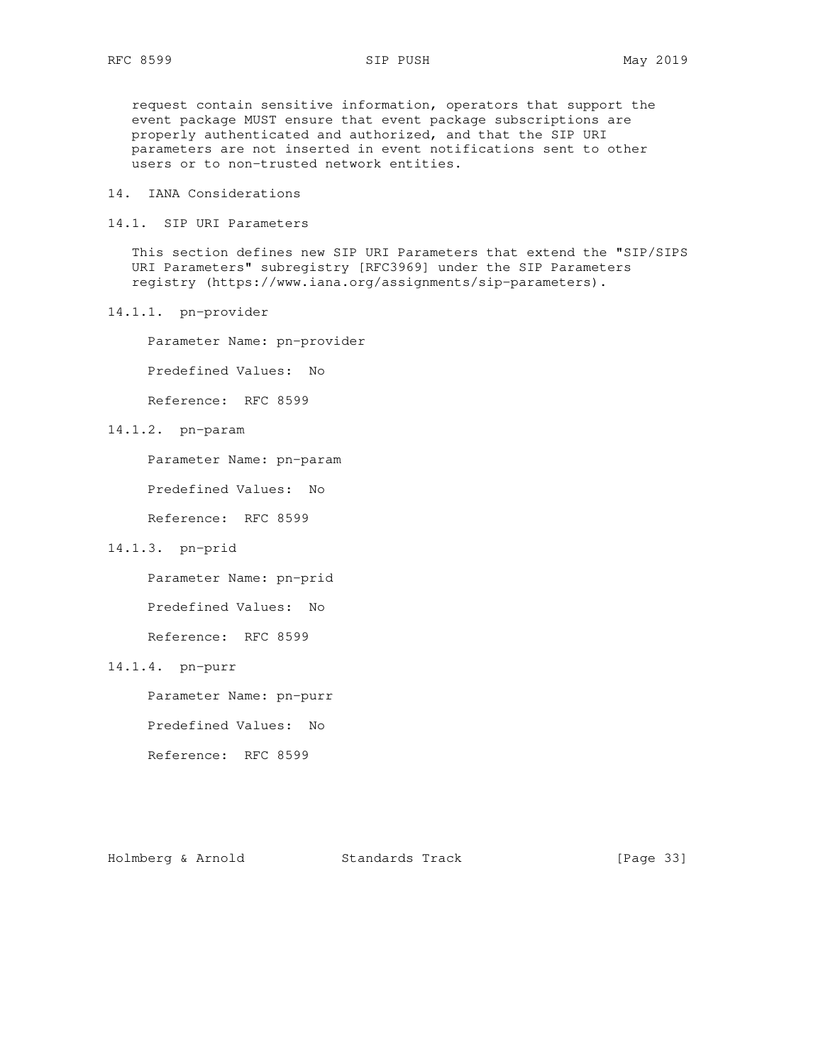request contain sensitive information, operators that support the event package MUST ensure that event package subscriptions are properly authenticated and authorized, and that the SIP URI parameters are not inserted in event notifications sent to other users or to non-trusted network entities.

# 14. IANA Considerations

## 14.1. SIP URI Parameters

This section defines new SIP URI Parameters that extend the "SIP/SIPS URI Parameters" subregistry [RFC3969] under the SIP Parameters registry (https://www.iana.org/assignments/sip-parameters).

### 14.1.1. pn-provider

Parameter Name: pn-provider

Predefined Values: No

Reference: RFC 8599

### 14.1.2. pn-param

Parameter Name: pn-param

Predefined Values: No

Reference: RFC 8599

### 14.1.3. pn-prid

Parameter Name: pn-prid

Predefined Values: No

Reference: RFC 8599

### 14.1.4. pn-purr

Parameter Name: pn-purr

Predefined Values: No

Reference: RFC 8599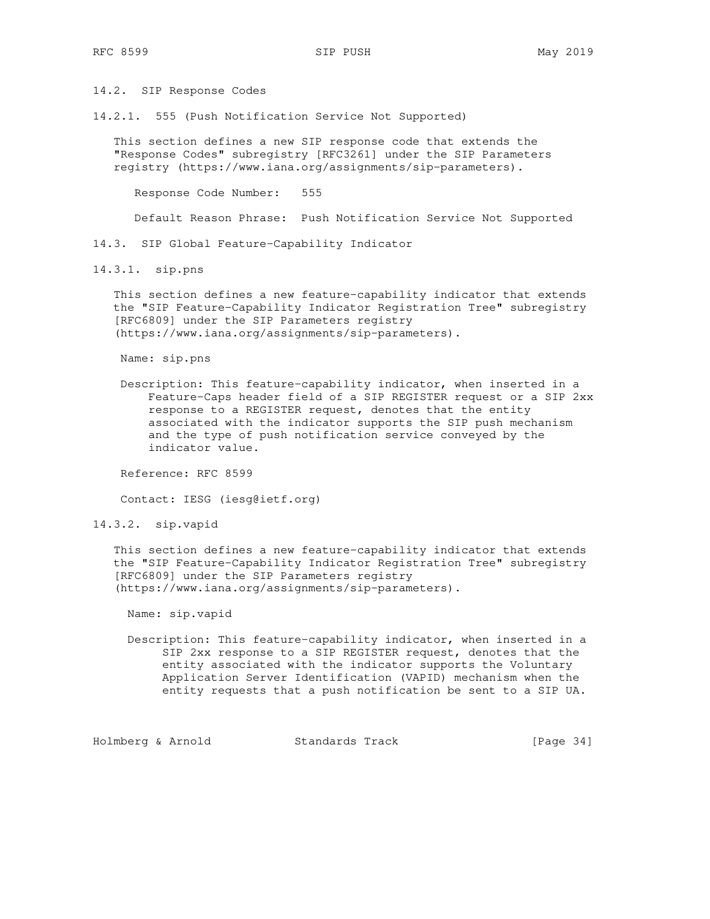### 14.2. SIP Response Codes

#### 14.2.1. 555 (Push Notification Service Not Supported)

This section defines a new SIP response code that extends the "Response Codes" subregistry [RFC3261] under the SIP Parameters registry (https://www.iana.org/assignments/sip-parameters).

Response Code Number: 555

Default Reason Phrase: Push Notification Service Not Supported

### 14.3. SIP Global Feature-Capability Indicator

#### 14.3.1. sip.pns

This section defines a new feature-capability indicator that extends the "SIP Feature-Capability Indicator Registration Tree" subregistry [RFC6809] under the SIP Parameters registry (https://www.iana.org/assignments/sip-parameters).

Name: sip.pns

Description: This feature-capability indicator, when inserted in a Feature-Caps header field of a SIP REGISTER request or a SIP 2xx response to a REGISTER request, denotes that the entity associated with the indicator supports the SIP push mechanism and the type of push notification service conveyed by the indicator value.

Reference: RFC 8599

Contact: IESG (iesg@ietf.org)

#### 14.3.2. sip.vapid

This section defines a new feature-capability indicator that extends the "SIP Feature-Capability Indicator Registration Tree" subregistry [RFC6809] under the SIP Parameters registry (https://www.iana.org/assignments/sip-parameters).

Name: sip.vapid

Description: This feature-capability indicator, when inserted in a SIP 2xx response to a SIP REGISTER request, denotes that the entity associated with the indicator supports the Voluntary Application Server Identification (VAPID) mechanism when the entity requests that a push notification be sent to a SIP UA.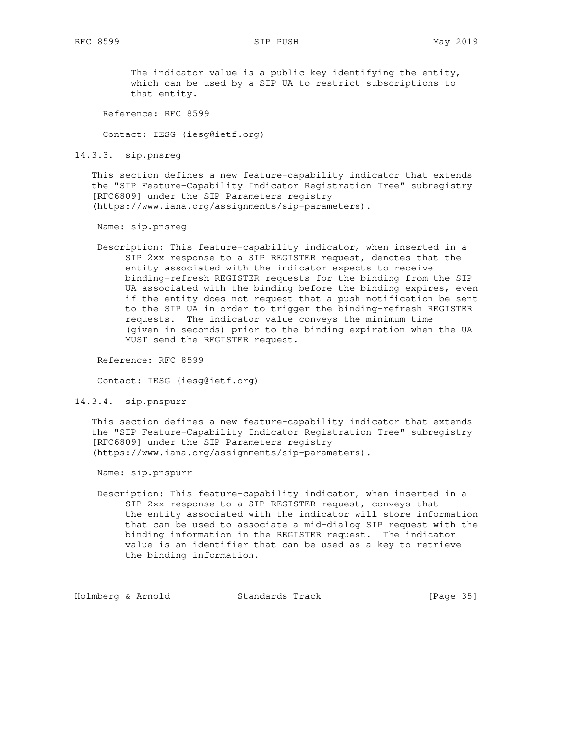The indicator value is a public key identifying the entity, which can be used by a SIP UA to restrict subscriptions to that entity.

Reference: RFC 8599

Contact: IESG (iesg@ietf.org)

### 14.3.3. sip.pnsreg

This section defines a new feature-capability indicator that extends the "SIP Feature-Capability Indicator Registration Tree" subregistry [RFC6809] under the SIP Parameters registry (https://www.iana.org/assignments/sip-parameters).

Name: sip.pnsreg

Description: This feature-capability indicator, when inserted in a SIP 2xx response to a SIP REGISTER request, denotes that the entity associated with the indicator expects to receive binding-refresh REGISTER requests for the binding from the SIP UA associated with the binding before the binding expires, even if the entity does not request that a push notification be sent to the SIP UA in order to trigger the binding-refresh REGISTER requests. The indicator value conveys the minimum time (given in seconds) prior to the binding expiration when the UA MUST send the REGISTER request.

Reference: RFC 8599

Contact: IESG (iesg@ietf.org)

### 14.3.4. sip.pnspurr

This section defines a new feature-capability indicator that extends the "SIP Feature-Capability Indicator Registration Tree" subregistry [RFC6809] under the SIP Parameters registry (https://www.iana.org/assignments/sip-parameters).

Name: sip.pnspurr

Description: This feature-capability indicator, when inserted in a SIP 2xx response to a SIP REGISTER request, conveys that the entity associated with the indicator will store information that can be used to associate a mid-dialog SIP request with the binding information in the REGISTER request. The indicator value is an identifier that can be used as a key to retrieve the binding information.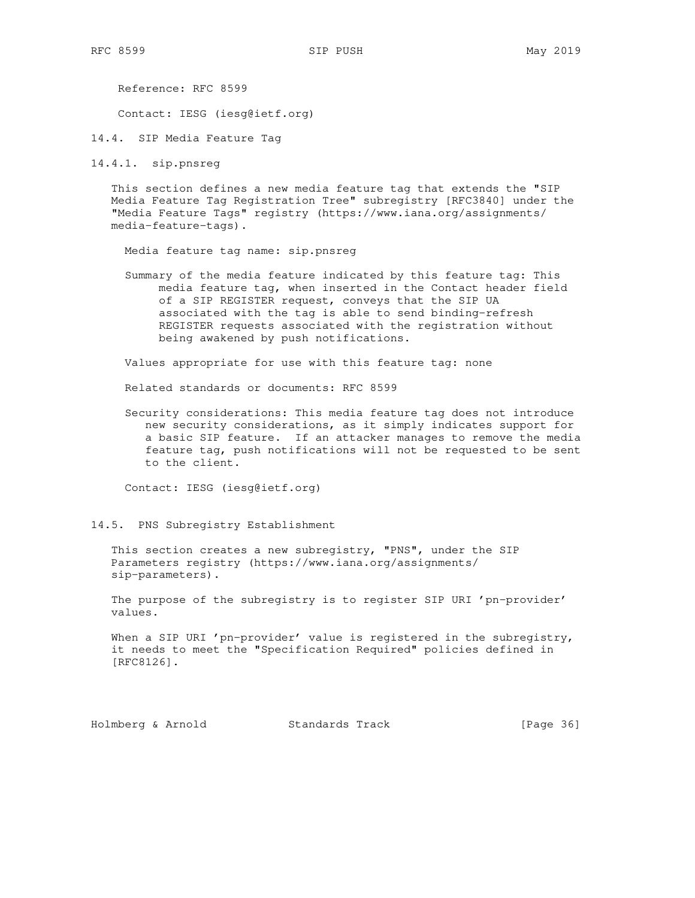Reference: RFC 8599

Contact: IESG (iesg@ietf.org)

### 14.4. SIP Media Feature Tag

#### 14.4.1. sip.pnsreg

This section defines a new media feature tag that extends the "SIP Media Feature Tag Registration Tree" subregistry [RFC3840] under the "Media Feature Tags" registry (https://www.iana.org/assignments/media-feature-tags).

Media feature tag name: sip.pnsreg

Summary of the media feature indicated by this feature tag: This media feature tag, when inserted in the Contact header field of a SIP REGISTER request, conveys that the SIP UA associated with the tag is able to send binding-refresh REGISTER requests associated with the registration without being awakened by push notifications.

Values appropriate for use with this feature tag: none

Related standards or documents: RFC 8599

Security considerations: This media feature tag does not introduce new security considerations, as it simply indicates support for a basic SIP feature. If an attacker manages to remove the media feature tag, push notifications will not be requested to be sent to the client.

Contact: IESG (iesg@ietf.org)

### 14.5. PNS Subregistry Establishment

This section creates a new subregistry, "PNS", under the SIP Parameters registry (https://www.iana.org/assignments/sip-parameters).

The purpose of the subregistry is to register SIP URI 'pn-provider' values.

When a SIP URI 'pn-provider' value is registered in the subregistry, it needs to meet the "Specification Required" policies defined in [RFC8126].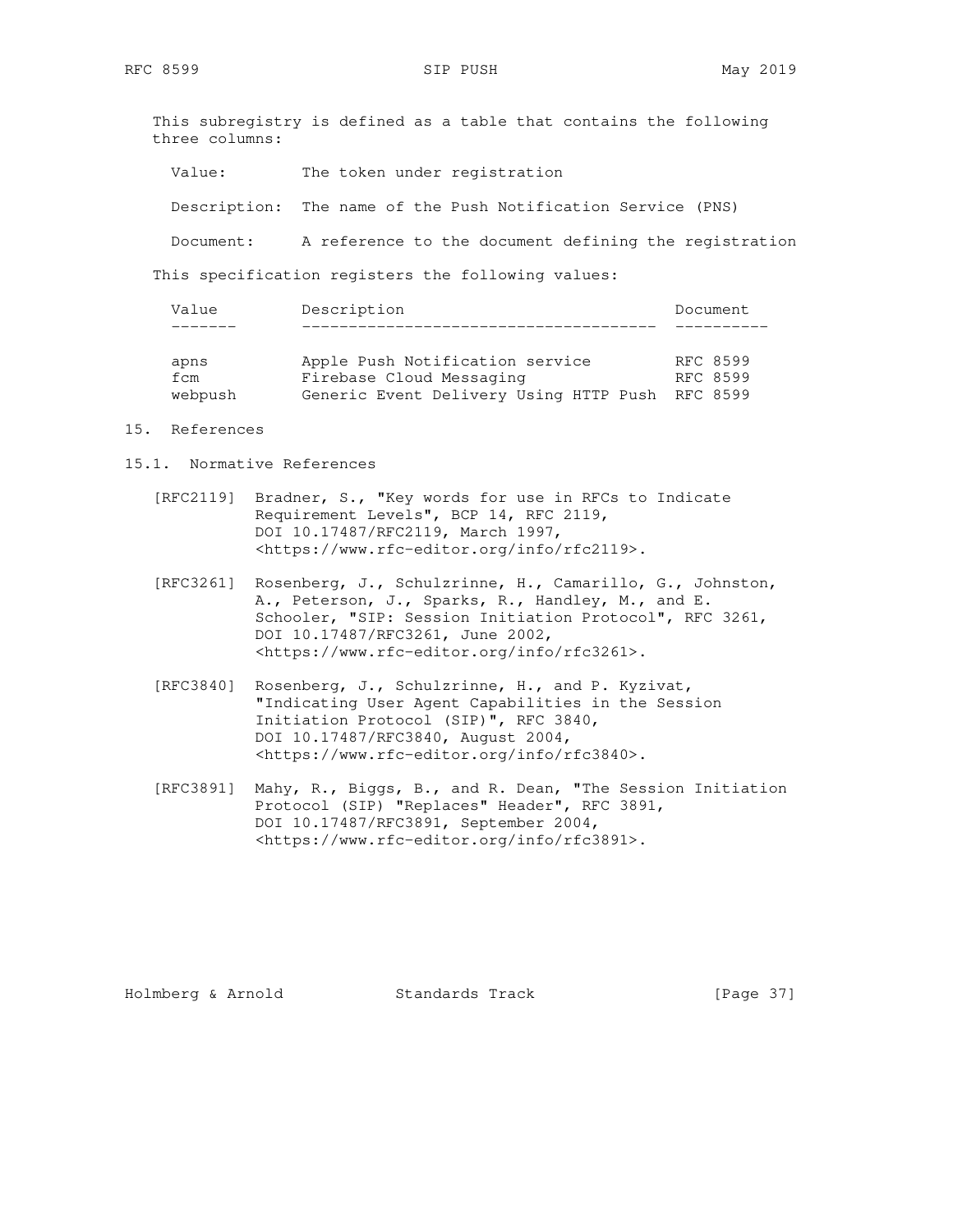This subregistry is defined as a table that contains the following three columns:

- Value: The token under registration
- Description: The name of the Push Notification Service (PNS)
- Document: A reference to the document defining the registration

This specification registers the following values:

| Value | Description | Document |
|---|---|---|
| apns | Apple Push Notification service | RFC 8599 |
| fcm | Firebase Cloud Messaging | RFC 8599 |
| webpush | Generic Event Delivery Using HTTP Push | RFC 8599 |

## 15. References

### 15.1. Normative References

[RFC2119] Bradner, S., "Key words for use in RFCs to Indicate Requirement Levels", BCP 14, RFC 2119, DOI 10.17487/RFC2119, March 1997, <https://www.rfc-editor.org/info/rfc2119>.

[RFC3261] Rosenberg, J., Schulzrinne, H., Camarillo, G., Johnston, A., Peterson, J., Sparks, R., Handley, M., and E. Schooler, "SIP: Session Initiation Protocol", RFC 3261, DOI 10.17487/RFC3261, June 2002, <https://www.rfc-editor.org/info/rfc3261>.

[RFC3840] Rosenberg, J., Schulzrinne, H., and P. Kyzivat, "Indicating User Agent Capabilities in the Session Initiation Protocol (SIP)", RFC 3840, DOI 10.17487/RFC3840, August 2004, <https://www.rfc-editor.org/info/rfc3840>.

[RFC3891] Mahy, R., Biggs, B., and R. Dean, "The Session Initiation Protocol (SIP) "Replaces" Header", RFC 3891, DOI 10.17487/RFC3891, September 2004, <https://www.rfc-editor.org/info/rfc3891>.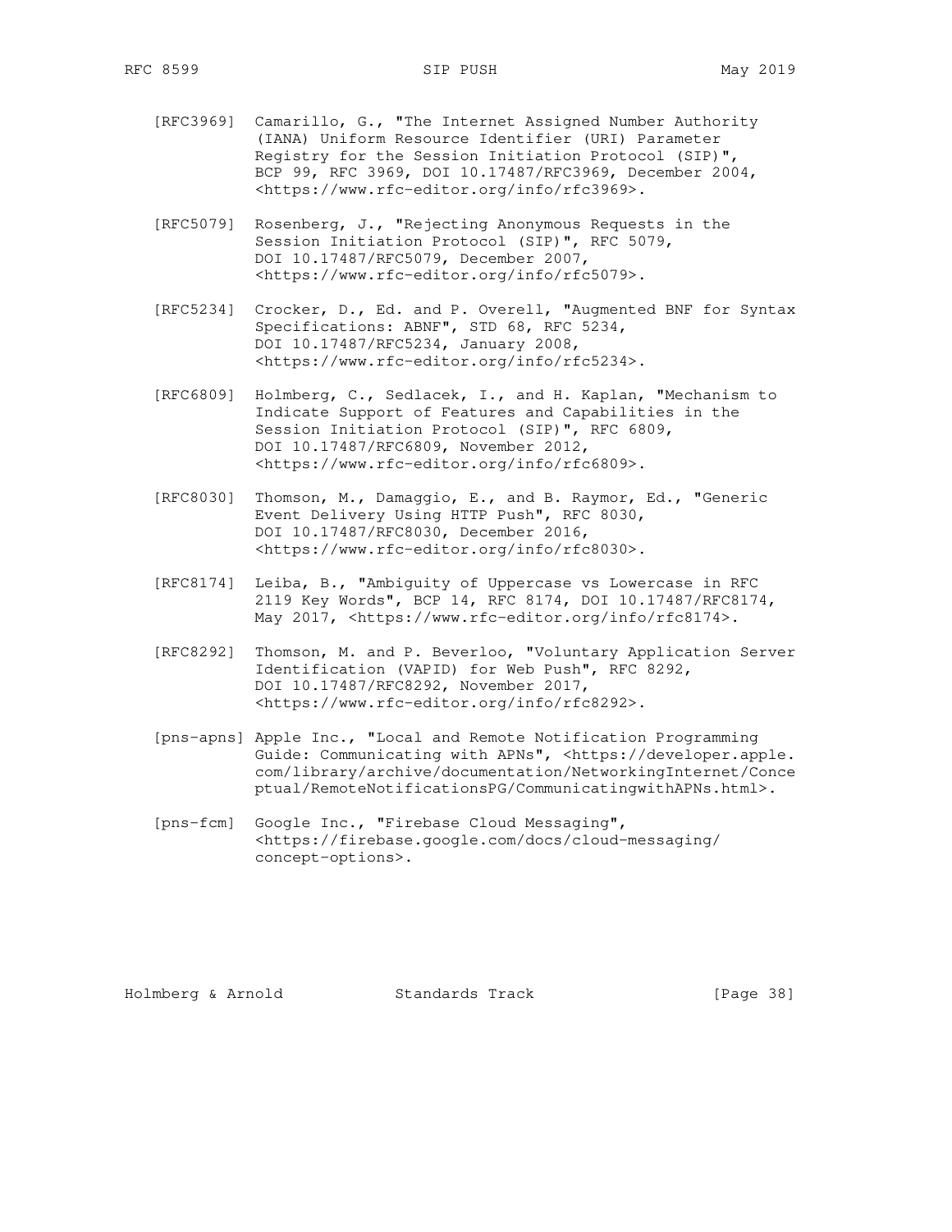[RFC3969] Camarillo, G., "The Internet Assigned Number Authority (IANA) Uniform Resource Identifier (URI) Parameter Registry for the Session Initiation Protocol (SIP)", BCP 99, RFC 3969, DOI 10.17487/RFC3969, December 2004, <https://www.rfc-editor.org/info/rfc3969>.

[RFC5079] Rosenberg, J., "Rejecting Anonymous Requests in the Session Initiation Protocol (SIP)", RFC 5079, DOI 10.17487/RFC5079, December 2007, <https://www.rfc-editor.org/info/rfc5079>.

[RFC5234] Crocker, D., Ed. and P. Overell, "Augmented BNF for Syntax Specifications: ABNF", STD 68, RFC 5234, DOI 10.17487/RFC5234, January 2008, <https://www.rfc-editor.org/info/rfc5234>.

[RFC6809] Holmberg, C., Sedlacek, I., and H. Kaplan, "Mechanism to Indicate Support of Features and Capabilities in the Session Initiation Protocol (SIP)", RFC 6809, DOI 10.17487/RFC6809, November 2012, <https://www.rfc-editor.org/info/rfc6809>.

[RFC8030] Thomson, M., Damaggio, E., and B. Raymor, Ed., "Generic Event Delivery Using HTTP Push", RFC 8030, DOI 10.17487/RFC8030, December 2016, <https://www.rfc-editor.org/info/rfc8030>.

[RFC8174] Leiba, B., "Ambiguity of Uppercase vs Lowercase in RFC 2119 Key Words", BCP 14, RFC 8174, DOI 10.17487/RFC8174, May 2017, <https://www.rfc-editor.org/info/rfc8174>.

[RFC8292] Thomson, M. and P. Beverloo, "Voluntary Application Server Identification (VAPID) for Web Push", RFC 8292, DOI 10.17487/RFC8292, November 2017, <https://www.rfc-editor.org/info/rfc8292>.

[pns-apns] Apple Inc., "Local and Remote Notification Programming Guide: Communicating with APNs", <https://developer.apple.com/library/archive/documentation/NetworkingInternet/Conceptual/RemoteNotificationsPG/CommunicatingwithAPNs.html>.

[pns-fcm] Google Inc., "Firebase Cloud Messaging", <https://firebase.google.com/docs/cloud-messaging/concept-options>.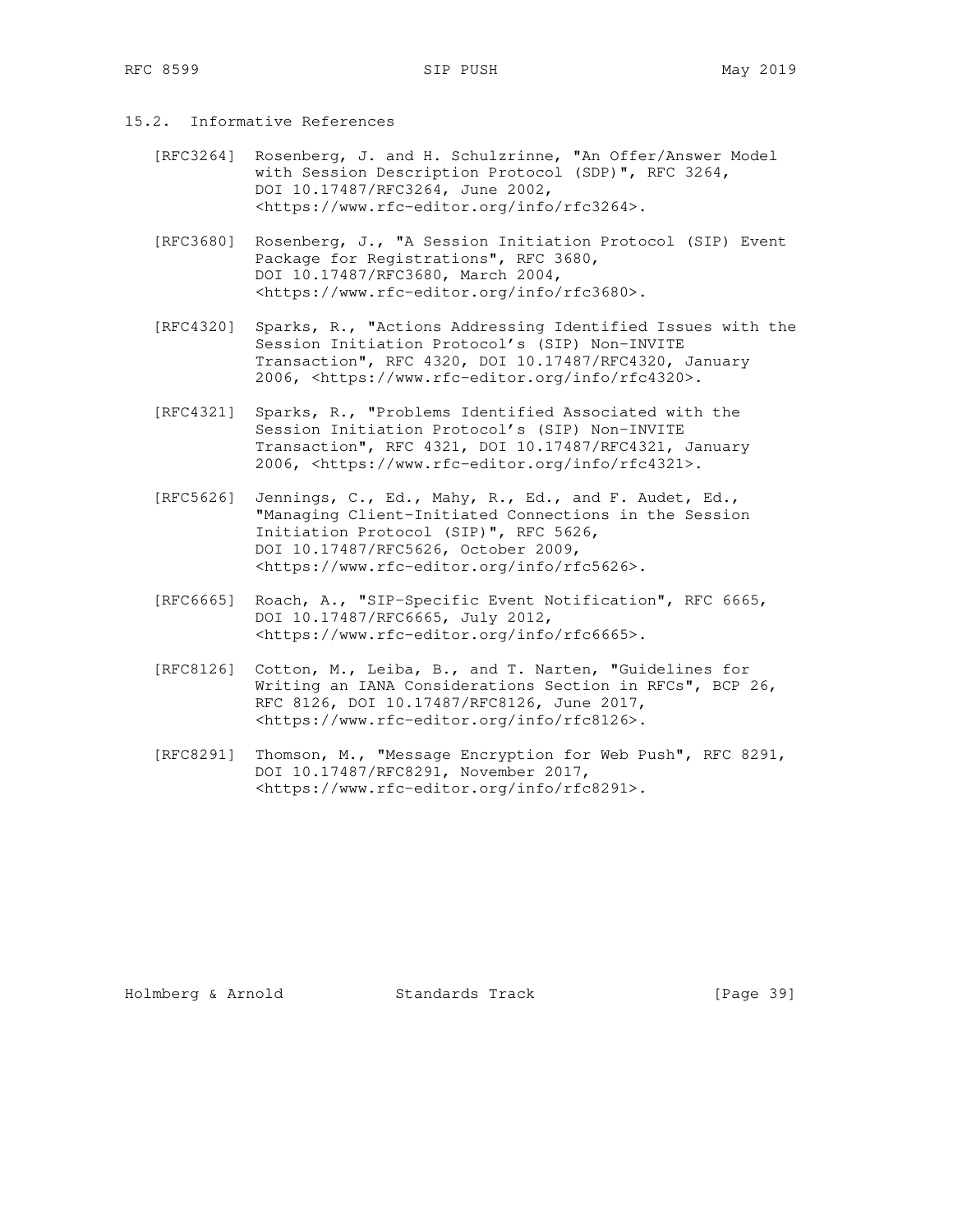### 15.2. Informative References

[RFC3264] Rosenberg, J. and H. Schulzrinne, "An Offer/Answer Model with Session Description Protocol (SDP)", RFC 3264, DOI 10.17487/RFC3264, June 2002, <https://www.rfc-editor.org/info/rfc3264>.

[RFC3680] Rosenberg, J., "A Session Initiation Protocol (SIP) Event Package for Registrations", RFC 3680, DOI 10.17487/RFC3680, March 2004, <https://www.rfc-editor.org/info/rfc3680>.

[RFC4320] Sparks, R., "Actions Addressing Identified Issues with the Session Initiation Protocol's (SIP) Non-INVITE Transaction", RFC 4320, DOI 10.17487/RFC4320, January 2006, <https://www.rfc-editor.org/info/rfc4320>.

[RFC4321] Sparks, R., "Problems Identified Associated with the Session Initiation Protocol's (SIP) Non-INVITE Transaction", RFC 4321, DOI 10.17487/RFC4321, January 2006, <https://www.rfc-editor.org/info/rfc4321>.

[RFC5626] Jennings, C., Ed., Mahy, R., Ed., and F. Audet, Ed., "Managing Client-Initiated Connections in the Session Initiation Protocol (SIP)", RFC 5626, DOI 10.17487/RFC5626, October 2009, <https://www.rfc-editor.org/info/rfc5626>.

[RFC6665] Roach, A., "SIP-Specific Event Notification", RFC 6665, DOI 10.17487/RFC6665, July 2012, <https://www.rfc-editor.org/info/rfc6665>.

[RFC8126] Cotton, M., Leiba, B., and T. Narten, "Guidelines for Writing an IANA Considerations Section in RFCs", BCP 26, RFC 8126, DOI 10.17487/RFC8126, June 2017, <https://www.rfc-editor.org/info/rfc8126>.

[RFC8291] Thomson, M., "Message Encryption for Web Push", RFC 8291, DOI 10.17487/RFC8291, November 2017, <https://www.rfc-editor.org/info/rfc8291>.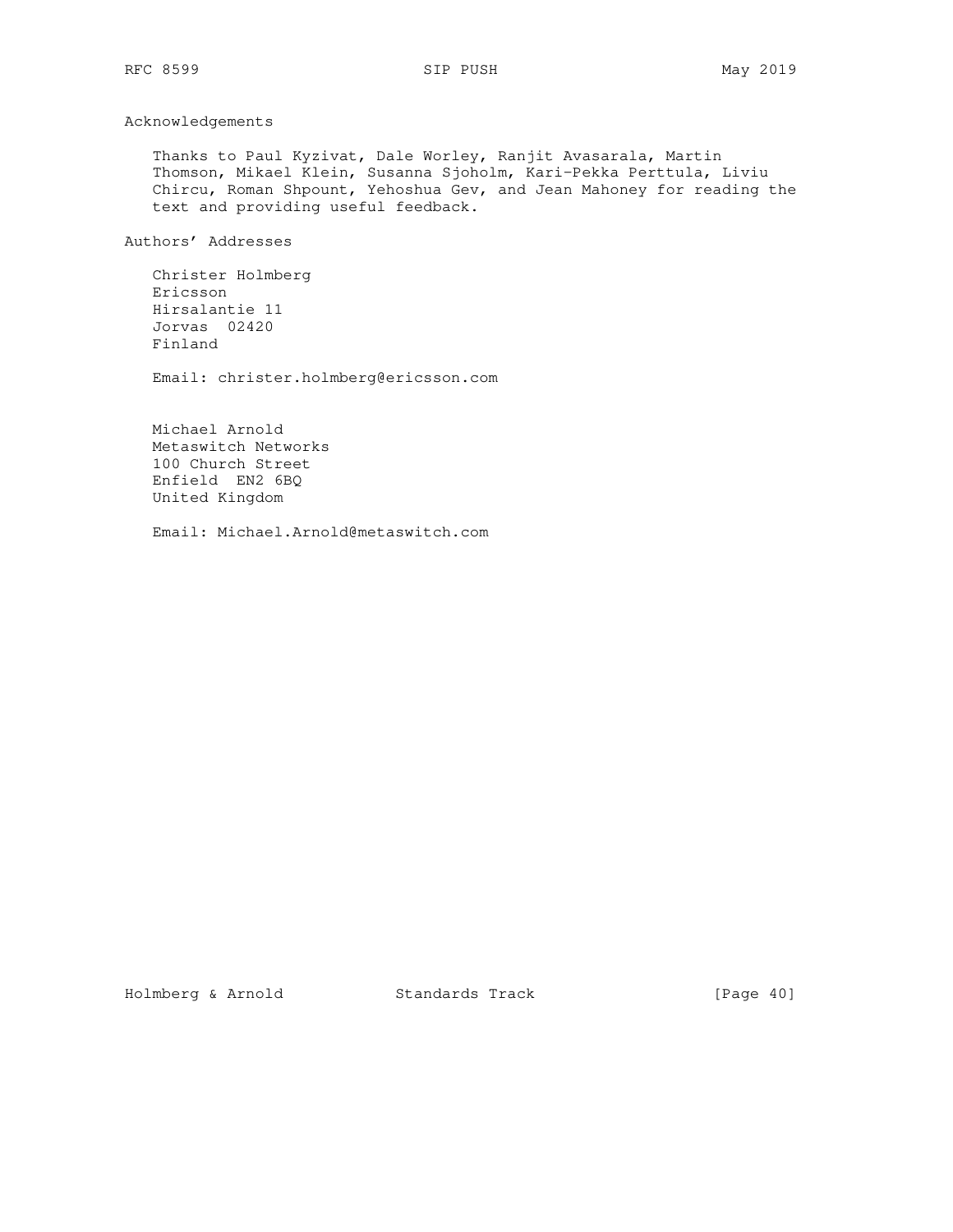## Acknowledgements

Thanks to Paul Kyzivat, Dale Worley, Ranjit Avasarala, Martin Thomson, Mikael Klein, Susanna Sjoholm, Kari-Pekka Perttula, Liviu Chircu, Roman Shpount, Yehoshua Gev, and Jean Mahoney for reading the text and providing useful feedback.

## Authors' Addresses

Christer Holmberg
Ericsson
Hirsalantie 11
Jorvas 02420
Finland

Email: christer.holmberg@ericsson.com

Michael Arnold
Metaswitch Networks
100 Church Street
Enfield EN2 6BQ
United Kingdom

Email: Michael.Arnold@metaswitch.com